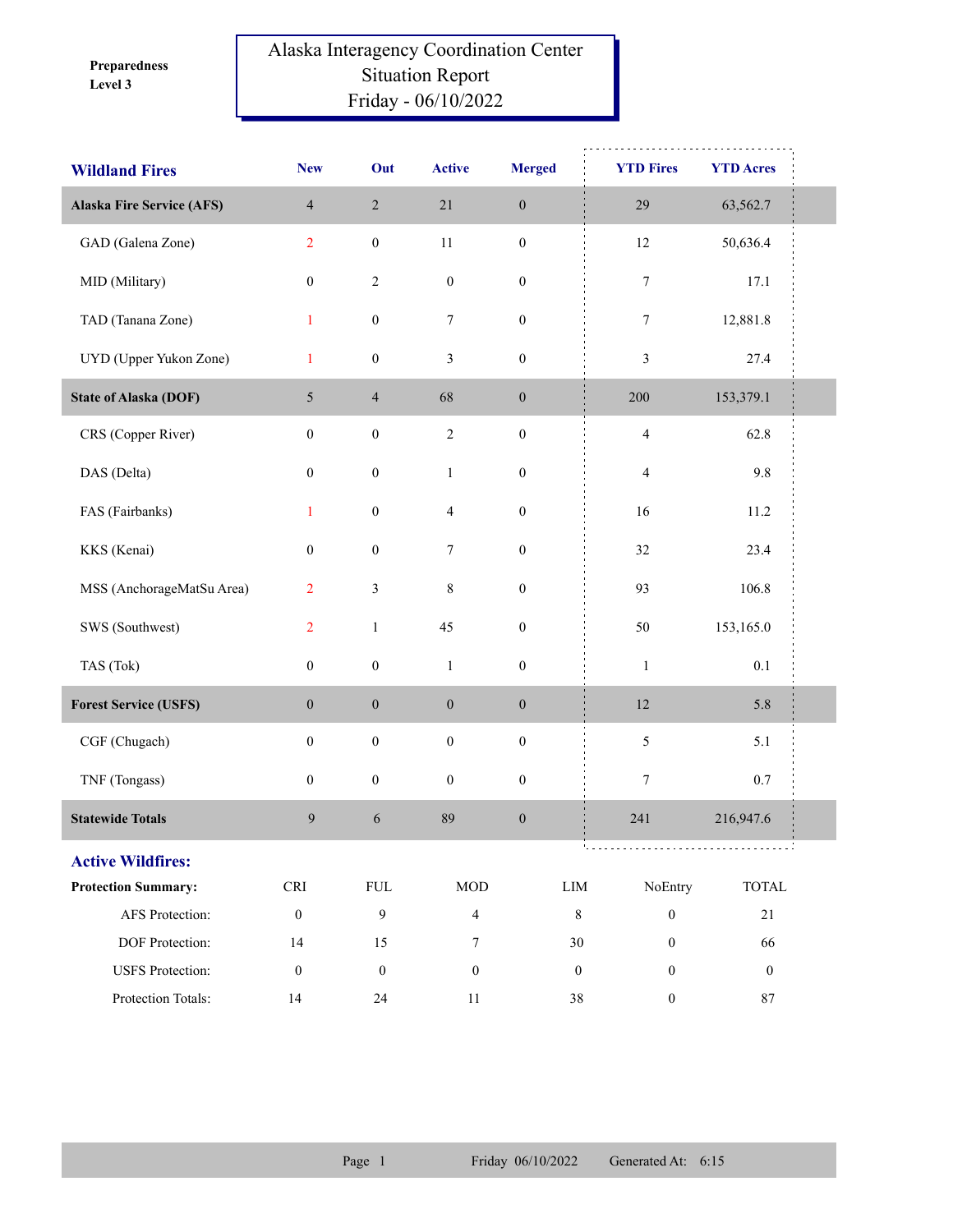**Preparedness Level 3**

# Alaska Interagency Coordination Center Situation Report
## Friday - 06/10/2022

| Wildland Fires | New | Out | Active | Merged | YTD Fires | YTD Acres |
|---|---|---|---|---|---|---|
| **Alaska Fire Service (AFS)** | 4 | 2 | 21 | 0 | 29 | 63,562.7 |
| GAD (Galena Zone) | 2 | 0 | 11 | 0 | 12 | 50,636.4 |
| MID (Military) | 0 | 2 | 0 | 0 | 7 | 17.1 |
| TAD (Tanana Zone) | 1 | 0 | 7 | 0 | 7 | 12,881.8 |
| UYD (Upper Yukon Zone) | 1 | 0 | 3 | 0 | 3 | 27.4 |
| **State of Alaska (DOF)** | 5 | 4 | 68 | 0 | 200 | 153,379.1 |
| CRS (Copper River) | 0 | 0 | 2 | 0 | 4 | 62.8 |
| DAS (Delta) | 0 | 0 | 1 | 0 | 4 | 9.8 |
| FAS (Fairbanks) | 1 | 0 | 4 | 0 | 16 | 11.2 |
| KKS (Kenai) | 0 | 0 | 7 | 0 | 32 | 23.4 |
| MSS (AnchorageMatSu Area) | 2 | 3 | 8 | 0 | 93 | 106.8 |
| SWS (Southwest) | 2 | 1 | 45 | 0 | 50 | 153,165.0 |
| TAS (Tok) | 0 | 0 | 1 | 0 | 1 | 0.1 |
| **Forest Service (USFS)** | 0 | 0 | 0 | 0 | 12 | 5.8 |
| CGF (Chugach) | 0 | 0 | 0 | 0 | 5 | 5.1 |
| TNF (Tongass) | 0 | 0 | 0 | 0 | 7 | 0.7 |
| **Statewide Totals** | 9 | 6 | 89 | 0 | 241 | 216,947.6 |

## Active Wildfires:

| Protection Summary: | CRI | FUL | MOD | LIM | NoEntry | TOTAL |
|---|---|---|---|---|---|---|
| AFS Protection: | 0 | 9 | 4 | 8 | 0 | 21 |
| DOF Protection: | 14 | 15 | 7 | 30 | 0 | 66 |
| USFS Protection: | 0 | 0 | 0 | 0 | 0 | 0 |
| Protection Totals: | 14 | 24 | 11 | 38 | 0 | 87 |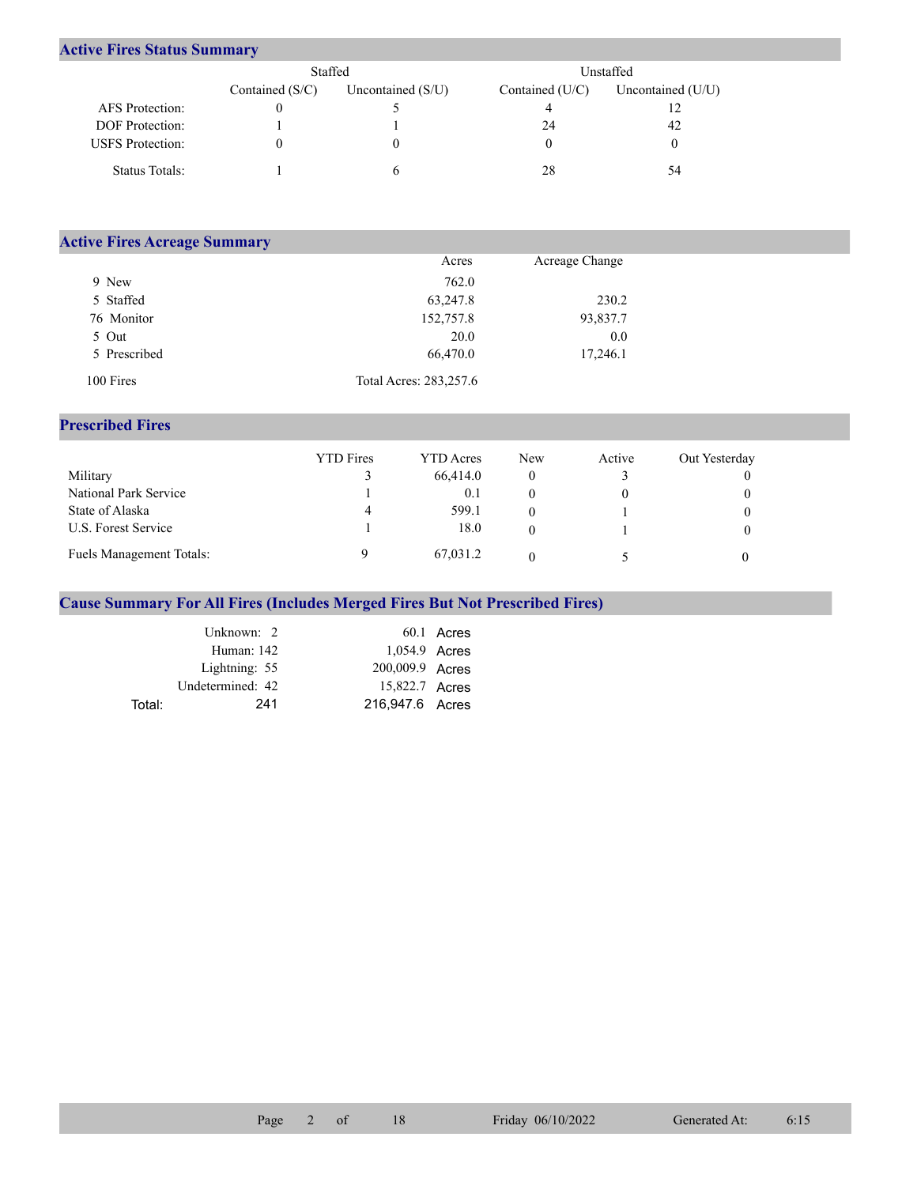## Active Fires Status Summary

| | Staffed | | Unstaffed | |
|---|---|---|---|---|
| | Contained (S/C) | Uncontained (S/U) | Contained (U/C) | Uncontained (U/U) |
| AFS Protection: | 0 | 5 | 4 | 12 |
| DOF Protection: | 1 | 1 | 24 | 42 |
| USFS Protection: | 0 | 0 | 0 | 0 |
| Status Totals: | 1 | 6 | 28 | 54 |

## Active Fires Acreage Summary

| | Acres | Acreage Change |
|---|---|---|
| 9 New | 762.0 | |
| 5 Staffed | 63,247.8 | 230.2 |
| 76 Monitor | 152,757.8 | 93,837.7 |
| 5 Out | 20.0 | 0.0 |
| 5 Prescribed | 66,470.0 | 17,246.1 |
| 100 Fires | Total Acres: 283,257.6 | |

## Prescribed Fires

| | YTD Fires | YTD Acres | New | Active | Out Yesterday |
|---|---|---|---|---|---|
| Military | 3 | 66,414.0 | 0 | 3 | 0 |
| National Park Service | 1 | 0.1 | 0 | 0 | 0 |
| State of Alaska | 4 | 599.1 | 0 | 1 | 0 |
| U.S. Forest Service | 1 | 18.0 | 0 | 1 | 0 |
| Fuels Management Totals: | 9 | 67,031.2 | 0 | 5 | 0 |

## Cause Summary For All Fires (Includes Merged Fires But Not Prescribed Fires)

| Cause | Fires | Acres |
|---|---|---|
| Unknown: | 2 | 60.1 Acres |
| Human: | 142 | 1,054.9 Acres |
| Lightning: | 55 | 200,009.9 Acres |
| Undetermined: | 42 | 15,822.7 Acres |
| Total: | 241 | 216,947.6 Acres |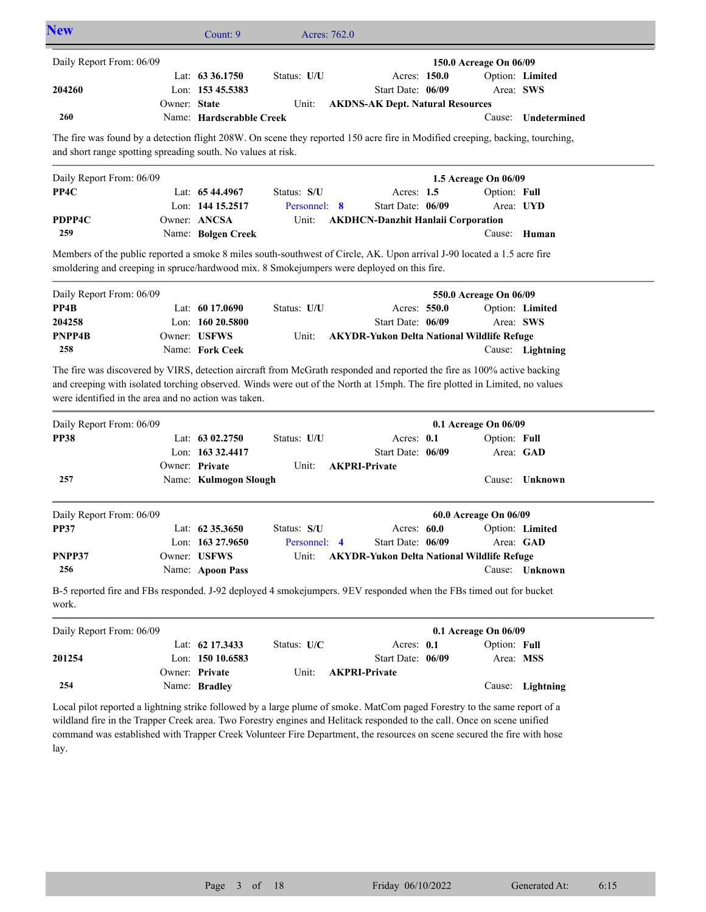## New

Count: 9 Acres: 762.0

| Daily Report From: 06/09 | | | | 150.0 Acreage On 06/09 |
|---|---|---|---|---|
| | Lat: **63 36.1750** | Status: **U/U** | Acres: **150.0** | Option: **Limited** |
| **204260** | Lon: **153 45.5383** | | Start Date: **06/09** | Area: **SWS** |
| | Owner: **State** | Unit: **AKDNS-AK Dept. Natural Resources** | | |
| **260** | Name: **Hardscrabble Creek** | | | Cause: **Undetermined** |

The fire was found by a detection flight 208W. On scene they reported 150 acre fire in Modified creeping, backing, tourching, and short range spotting spreading south. No values at risk.

| Daily Report From: 06/09 | | | | 1.5 Acreage On 06/09 |
|---|---|---|---|---|
| **PP4C** | Lat: **65 44.4967** | Status: **S/U** | Acres: **1.5** | Option: **Full** |
| | Lon: **144 15.2517** | Personnel: **8** | Start Date: **06/09** | Area: **UYD** |
| **PDPP4C** | Owner: **ANCSA** | Unit: **AKDHCN-Danzhit Hanlaii Corporation** | | |
| **259** | Name: **Bolgen Creek** | | | Cause: **Human** |

Members of the public reported a smoke 8 miles south-southwest of Circle, AK. Upon arrival J-90 located a 1.5 acre fire smoldering and creeping in spruce/hardwood mix. 8 Smokejumpers were deployed on this fire.

| Daily Report From: 06/09 | | | | 550.0 Acreage On 06/09 |
|---|---|---|---|---|
| **PP4B** | Lat: **60 17.0690** | Status: **U/U** | Acres: **550.0** | Option: **Limited** |
| **204258** | Lon: **160 20.5800** | | Start Date: **06/09** | Area: **SWS** |
| **PNPP4B** | Owner: **USFWS** | Unit: **AKYDR-Yukon Delta National Wildlife Refuge** | | |
| **258** | Name: **Fork Ceek** | | | Cause: **Lightning** |

The fire was discovered by VIRS, detection aircraft from McGrath responded and reported the fire as 100% active backing and creeping with isolated torching observed. Winds were out of the North at 15mph. The fire plotted in Limited, no values were identified in the area and no action was taken.

| Daily Report From: 06/09 | | | | 0.1 Acreage On 06/09 |
|---|---|---|---|---|
| **PP38** | Lat: **63 02.2750** | Status: **U/U** | Acres: **0.1** | Option: **Full** |
| | Lon: **163 32.4417** | | Start Date: **06/09** | Area: **GAD** |
| | Owner: **Private** | Unit: **AKPRI-Private** | | |
| **257** | Name: **Kulmogon Slough** | | | Cause: **Unknown** |

| Daily Report From: 06/09 | | | | 60.0 Acreage On 06/09 |
|---|---|---|---|---|
| **PP37** | Lat: **62 35.3650** | Status: **S/U** | Acres: **60.0** | Option: **Limited** |
| | Lon: **163 27.9650** | Personnel: **4** | Start Date: **06/09** | Area: **GAD** |
| **PNPP37** | Owner: **USFWS** | Unit: **AKYDR-Yukon Delta National Wildlife Refuge** | | |
| **256** | Name: **Apoon Pass** | | | Cause: **Unknown** |

B-5 reported fire and FBs responded. J-92 deployed 4 smokejumpers. 9EV responded when the FBs timed out for bucket work.

| Daily Report From: 06/09 | | | | 0.1 Acreage On 06/09 |
|---|---|---|---|---|
| | Lat: **62 17.3433** | Status: **U/C** | Acres: **0.1** | Option: **Full** |
| **201254** | Lon: **150 10.6583** | | Start Date: **06/09** | Area: **MSS** |
| | Owner: **Private** | Unit: **AKPRI-Private** | | |
| **254** | Name: **Bradley** | | | Cause: **Lightning** |

Local pilot reported a lightning strike followed by a large plume of smoke. MatCom paged Forestry to the same report of a wildland fire in the Trapper Creek area. Two Forestry engines and Helitack responded to the call. Once on scene unified command was established with Trapper Creek Volunteer Fire Department, the resources on scene secured the fire with hose lay.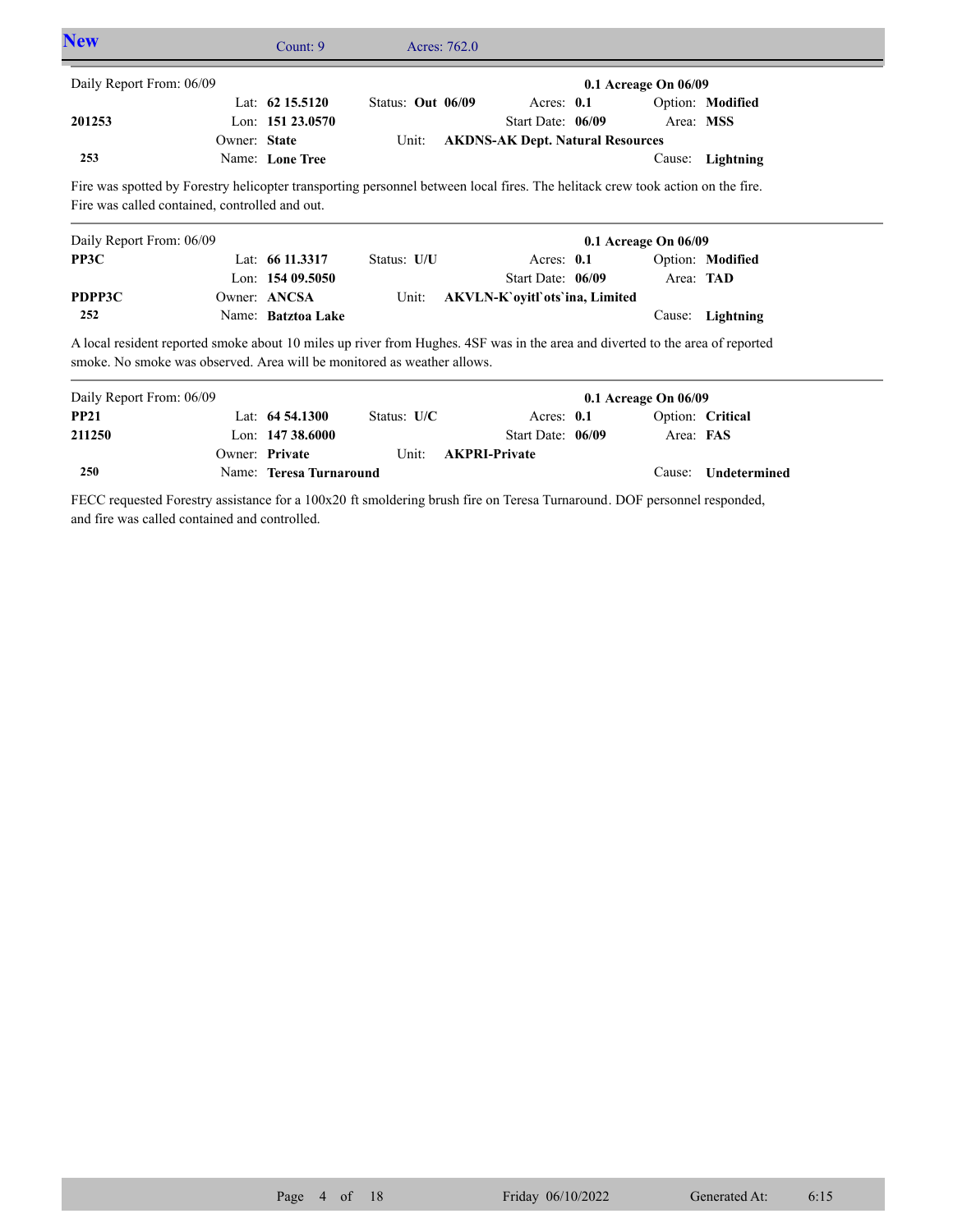## New

Count: 9 Acres: 762.0

---

Daily Report From: 06/09 **0.1 Acreage On 06/09**

| | | | | |
|---|---|---|---|---|
| | Lat: **62 15.5120** | Status: **Out 06/09** | Acres: **0.1** | Option: **Modified** |
| **201253** | Lon: **151 23.0570** | | Start Date: **06/09** | Area: **MSS** |
| | Owner: **State** | Unit: **AKDNS-AK Dept. Natural Resources** | | |
| **253** | Name: **Lone Tree** | | | Cause: **Lightning** |

Fire was spotted by Forestry helicopter transporting personnel between local fires. The helitack crew took action on the fire. Fire was called contained, controlled and out.

---

Daily Report From: 06/09 **0.1 Acreage On 06/09**

| | | | | |
|---|---|---|---|---|
| **PP3C** | Lat: **66 11.3317** | Status: **U/U** | Acres: **0.1** | Option: **Modified** |
| | Lon: **154 09.5050** | | Start Date: **06/09** | Area: **TAD** |
| **PDPP3C** | Owner: **ANCSA** | Unit: **AKVLN-K`oyitl`ots`ina, Limited** | | |
| **252** | Name: **Batztoa Lake** | | | Cause: **Lightning** |

A local resident reported smoke about 10 miles up river from Hughes. 4SF was in the area and diverted to the area of reported smoke. No smoke was observed. Area will be monitored as weather allows.

---

Daily Report From: 06/09 **0.1 Acreage On 06/09**

| | | | | |
|---|---|---|---|---|
| **PP21** | Lat: **64 54.1300** | Status: **U/C** | Acres: **0.1** | Option: **Critical** |
| **211250** | Lon: **147 38.6000** | | Start Date: **06/09** | Area: **FAS** |
| | Owner: **Private** | Unit: **AKPRI-Private** | | |
| **250** | Name: **Teresa Turnaround** | | | Cause: **Undetermined** |

FECC requested Forestry assistance for a 100x20 ft smoldering brush fire on Teresa Turnaround. DOF personnel responded, and fire was called contained and controlled.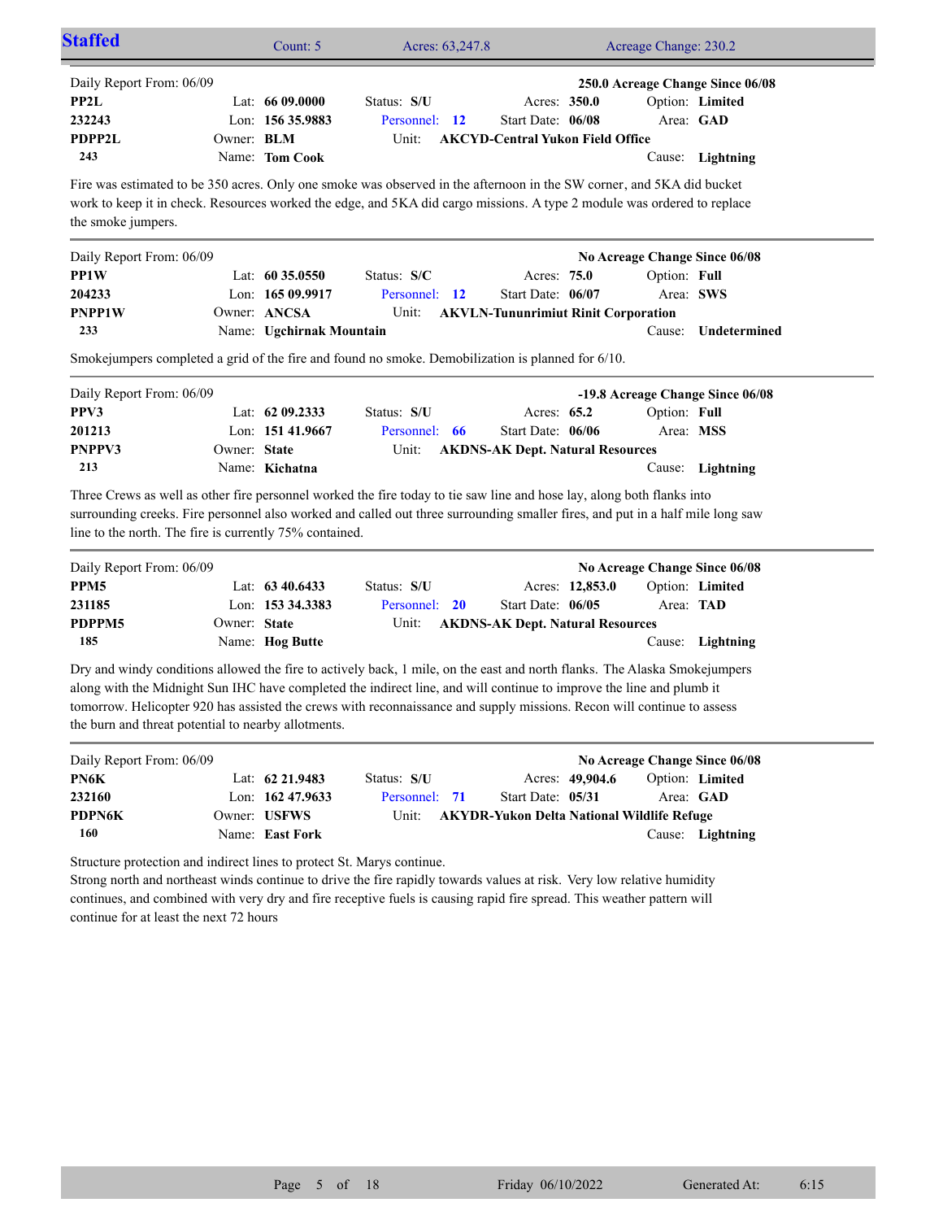## Staffed

Count: 5 | Acres: 63,247.8 | Acreage Change: 230.2

---

Daily Report From: 06/09 — **250.0 Acreage Change Since 06/08**

| | | | | |
|---|---|---|---|---|
| **PP2L** | Lat: **66 09.0000** | Status: **S/U** | Acres: **350.0** | Option: **Limited** |
| **232243** | Lon: **156 35.9883** | Personnel: **12** | Start Date: **06/08** | Area: **GAD** |
| **PDPP2L** | Owner: **BLM** | Unit: **AKCYD-Central Yukon Field Office** | | |
| **243** | Name: **Tom Cook** | | | Cause: **Lightning** |

Fire was estimated to be 350 acres. Only one smoke was observed in the afternoon in the SW corner, and 5KA did bucket work to keep it in check. Resources worked the edge, and 5KA did cargo missions. A type 2 module was ordered to replace the smoke jumpers.

---

Daily Report From: 06/09 — **No Acreage Change Since 06/08**

| | | | | |
|---|---|---|---|---|
| **PP1W** | Lat: **60 35.0550** | Status: **S/C** | Acres: **75.0** | Option: **Full** |
| **204233** | Lon: **165 09.9917** | Personnel: **12** | Start Date: **06/07** | Area: **SWS** |
| **PNPP1W** | Owner: **ANCSA** | Unit: **AKVLN-Tununrimiut Rinit Corporation** | | |
| **233** | Name: **Ugchirnak Mountain** | | | Cause: **Undetermined** |

Smokejumpers completed a grid of the fire and found no smoke. Demobilization is planned for 6/10.

---

Daily Report From: 06/09 — **-19.8 Acreage Change Since 06/08**

| | | | | |
|---|---|---|---|---|
| **PPV3** | Lat: **62 09.2333** | Status: **S/U** | Acres: **65.2** | Option: **Full** |
| **201213** | Lon: **151 41.9667** | Personnel: **66** | Start Date: **06/06** | Area: **MSS** |
| **PNPPV3** | Owner: **State** | Unit: **AKDNS-AK Dept. Natural Resources** | | |
| **213** | Name: **Kichatna** | | | Cause: **Lightning** |

Three Crews as well as other fire personnel worked the fire today to tie saw line and hose lay, along both flanks into surrounding creeks. Fire personnel also worked and called out three surrounding smaller fires, and put in a half mile long saw line to the north. The fire is currently 75% contained.

---

Daily Report From: 06/09 — **No Acreage Change Since 06/08**

| | | | | |
|---|---|---|---|---|
| **PPM5** | Lat: **63 40.6433** | Status: **S/U** | Acres: **12,853.0** | Option: **Limited** |
| **231185** | Lon: **153 34.3383** | Personnel: **20** | Start Date: **06/05** | Area: **TAD** |
| **PDPPM5** | Owner: **State** | Unit: **AKDNS-AK Dept. Natural Resources** | | |
| **185** | Name: **Hog Butte** | | | Cause: **Lightning** |

Dry and windy conditions allowed the fire to actively back, 1 mile, on the east and north flanks. The Alaska Smokejumpers along with the Midnight Sun IHC have completed the indirect line, and will continue to improve the line and plumb it tomorrow. Helicopter 920 has assisted the crews with reconnaissance and supply missions. Recon will continue to assess the burn and threat potential to nearby allotments.

---

Daily Report From: 06/09 — **No Acreage Change Since 06/08**

| | | | | |
|---|---|---|---|---|
| **PN6K** | Lat: **62 21.9483** | Status: **S/U** | Acres: **49,904.6** | Option: **Limited** |
| **232160** | Lon: **162 47.9633** | Personnel: **71** | Start Date: **05/31** | Area: **GAD** |
| **PDPN6K** | Owner: **USFWS** | Unit: **AKYDR-Yukon Delta National Wildlife Refuge** | | |
| **160** | Name: **East Fork** | | | Cause: **Lightning** |

Structure protection and indirect lines to protect St. Marys continue.
Strong north and northeast winds continue to drive the fire rapidly towards values at risk. Very low relative humidity continues, and combined with very dry and fire receptive fuels is causing rapid fire spread. This weather pattern will continue for at least the next 72 hours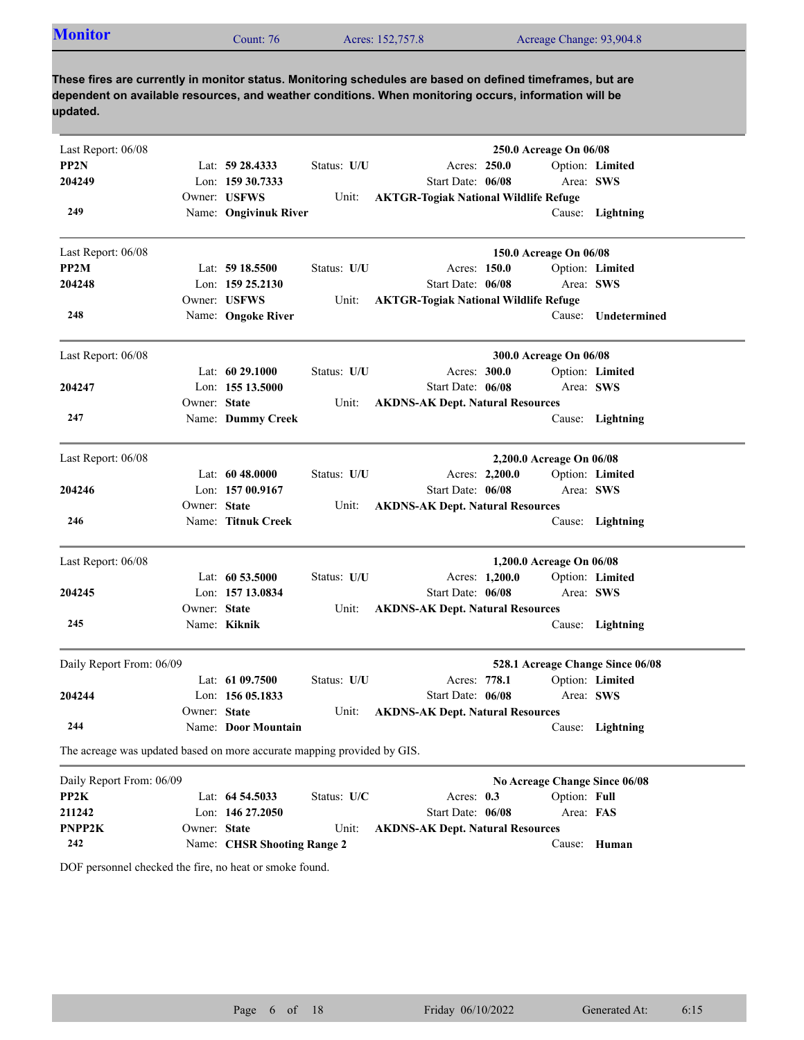## Monitor

Count: 76 | Acres: 152,757.8 | Acreage Change: 93,904.8

**These fires are currently in monitor status. Monitoring schedules are based on defined timeframes, but are dependent on available resources, and weather conditions. When monitoring occurs, information will be updated.**

---

Last Report: 06/08 — **250.0 Acreage On 06/08**

**PP2N**
**204249**
**249**

- Lat: **59 28.4333**
- Lon: **159 30.7333**
- Owner: **USFWS**
- Name: **Ongivinuk River**
- Status: **U/U**
- Acres: **250.0**
- Start Date: **06/08**
- Unit: **AKTGR-Togiak National Wildlife Refuge**
- Option: **Limited**
- Area: **SWS**
- Cause: **Lightning**

---

Last Report: 06/08 — **150.0 Acreage On 06/08**

**PP2M**
**204248**
**248**

- Lat: **59 18.5500**
- Lon: **159 25.2130**
- Owner: **USFWS**
- Name: **Ongoke River**
- Status: **U/U**
- Acres: **150.0**
- Start Date: **06/08**
- Unit: **AKTGR-Togiak National Wildlife Refuge**
- Option: **Limited**
- Area: **SWS**
- Cause: **Undetermined**

---

Last Report: 06/08 — **300.0 Acreage On 06/08**

**204247**
**247**

- Lat: **60 29.1000**
- Lon: **155 13.5000**
- Owner: **State**
- Name: **Dummy Creek**
- Status: **U/U**
- Acres: **300.0**
- Start Date: **06/08**
- Unit: **AKDNS-AK Dept. Natural Resources**
- Option: **Limited**
- Area: **SWS**
- Cause: **Lightning**

---

Last Report: 06/08 — **2,200.0 Acreage On 06/08**

**204246**
**246**

- Lat: **60 48.0000**
- Lon: **157 00.9167**
- Owner: **State**
- Name: **Titnuk Creek**
- Status: **U/U**
- Acres: **2,200.0**
- Start Date: **06/08**
- Unit: **AKDNS-AK Dept. Natural Resources**
- Option: **Limited**
- Area: **SWS**
- Cause: **Lightning**

---

Last Report: 06/08 — **1,200.0 Acreage On 06/08**

**204245**
**245**

- Lat: **60 53.5000**
- Lon: **157 13.0834**
- Owner: **State**
- Name: **Kiknik**
- Status: **U/U**
- Acres: **1,200.0**
- Start Date: **06/08**
- Unit: **AKDNS-AK Dept. Natural Resources**
- Option: **Limited**
- Area: **SWS**
- Cause: **Lightning**

---

Daily Report From: 06/09 — **528.1 Acreage Change Since 06/08**

**204244**
**244**

- Lat: **61 09.7500**
- Lon: **156 05.1833**
- Owner: **State**
- Name: **Door Mountain**
- Status: **U/U**
- Acres: **778.1**
- Start Date: **06/08**
- Unit: **AKDNS-AK Dept. Natural Resources**
- Option: **Limited**
- Area: **SWS**
- Cause: **Lightning**

The acreage was updated based on more accurate mapping provided by GIS.

---

Daily Report From: 06/09 — **No Acreage Change Since 06/08**

**PP2K**
**211242**
**PNPP2K**
**242**

- Lat: **64 54.5033**
- Lon: **146 27.2050**
- Owner: **State**
- Name: **CHSR Shooting Range 2**
- Status: **U/C**
- Acres: **0.3**
- Start Date: **06/08**
- Unit: **AKDNS-AK Dept. Natural Resources**
- Option: **Full**
- Area: **FAS**
- Cause: **Human**

DOF personnel checked the fire, no heat or smoke found.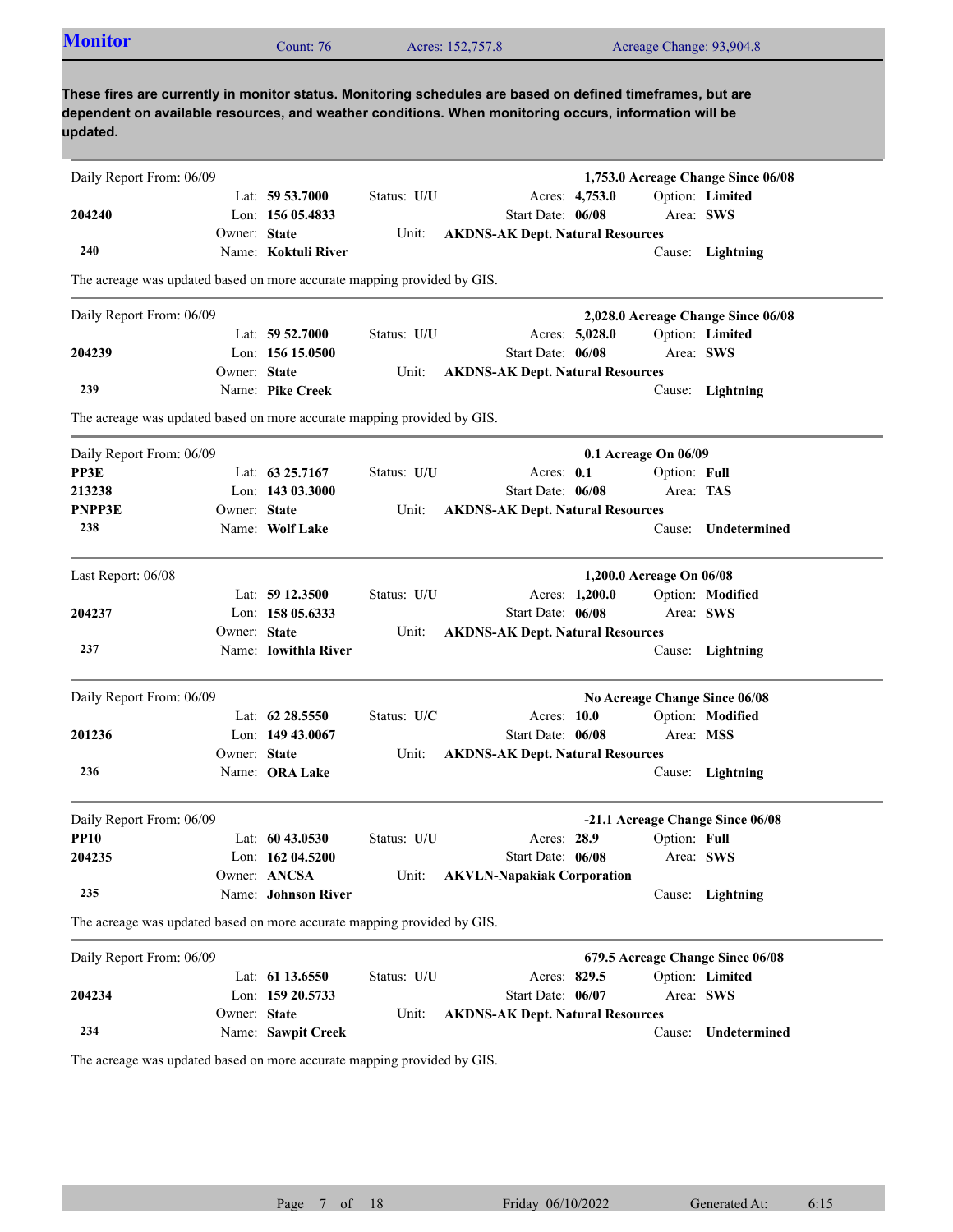## Monitor

Count: 76 | Acres: 152,757.8 | Acreage Change: 93,904.8

**These fires are currently in monitor status. Monitoring schedules are based on defined timeframes, but are dependent on available resources, and weather conditions. When monitoring occurs, information will be updated.**

---

Daily Report From: 06/09 — **1,753.0 Acreage Change Since 06/08**

| | | | |
|---|---|---|---|
| | Lat: **59 53.7000** | Status: **U/U** | Acres: **4,753.0** | Option: **Limited** |
| **204240** | Lon: **156 05.4833** | | Start Date: **06/08** | Area: **SWS** |
| | Owner: **State** | Unit: | **AKDNS-AK Dept. Natural Resources** | |
| **240** | Name: **Koktuli River** | | | Cause: **Lightning** |

The acreage was updated based on more accurate mapping provided by GIS.

---

Daily Report From: 06/09 — **2,028.0 Acreage Change Since 06/08**

| | | | |
|---|---|---|---|
| | Lat: **59 52.7000** | Status: **U/U** | Acres: **5,028.0** | Option: **Limited** |
| **204239** | Lon: **156 15.0500** | | Start Date: **06/08** | Area: **SWS** |
| | Owner: **State** | Unit: | **AKDNS-AK Dept. Natural Resources** | |
| **239** | Name: **Pike Creek** | | | Cause: **Lightning** |

The acreage was updated based on more accurate mapping provided by GIS.

---

Daily Report From: 06/09 — **0.1 Acreage On 06/09**

| | | | |
|---|---|---|---|
| **PP3E** | Lat: **63 25.7167** | Status: **U/U** | Acres: **0.1** | Option: **Full** |
| **213238** | Lon: **143 03.3000** | | Start Date: **06/08** | Area: **TAS** |
| **PNPP3E** | Owner: **State** | Unit: | **AKDNS-AK Dept. Natural Resources** | |
| **238** | Name: **Wolf Lake** | | | Cause: **Undetermined** |

---

Last Report: 06/08 — **1,200.0 Acreage On 06/08**

| | | | |
|---|---|---|---|
| | Lat: **59 12.3500** | Status: **U/U** | Acres: **1,200.0** | Option: **Modified** |
| **204237** | Lon: **158 05.6333** | | Start Date: **06/08** | Area: **SWS** |
| | Owner: **State** | Unit: | **AKDNS-AK Dept. Natural Resources** | |
| **237** | Name: **Iowithla River** | | | Cause: **Lightning** |

---

Daily Report From: 06/09 — **No Acreage Change Since 06/08**

| | | | |
|---|---|---|---|
| | Lat: **62 28.5550** | Status: **U/C** | Acres: **10.0** | Option: **Modified** |
| **201236** | Lon: **149 43.0067** | | Start Date: **06/08** | Area: **MSS** |
| | Owner: **State** | Unit: | **AKDNS-AK Dept. Natural Resources** | |
| **236** | Name: **ORA Lake** | | | Cause: **Lightning** |

---

Daily Report From: 06/09 — **-21.1 Acreage Change Since 06/08**

| | | | |
|---|---|---|---|
| **PP10** | Lat: **60 43.0530** | Status: **U/U** | Acres: **28.9** | Option: **Full** |
| **204235** | Lon: **162 04.5200** | | Start Date: **06/08** | Area: **SWS** |
| | Owner: **ANCSA** | Unit: | **AKVLN-Napakiak Corporation** | |
| **235** | Name: **Johnson River** | | | Cause: **Lightning** |

The acreage was updated based on more accurate mapping provided by GIS.

---

Daily Report From: 06/09 — **679.5 Acreage Change Since 06/08**

| | | | |
|---|---|---|---|
| | Lat: **61 13.6550** | Status: **U/U** | Acres: **829.5** | Option: **Limited** |
| **204234** | Lon: **159 20.5733** | | Start Date: **06/07** | Area: **SWS** |
| | Owner: **State** | Unit: | **AKDNS-AK Dept. Natural Resources** | |
| **234** | Name: **Sawpit Creek** | | | Cause: **Undetermined** |

The acreage was updated based on more accurate mapping provided by GIS.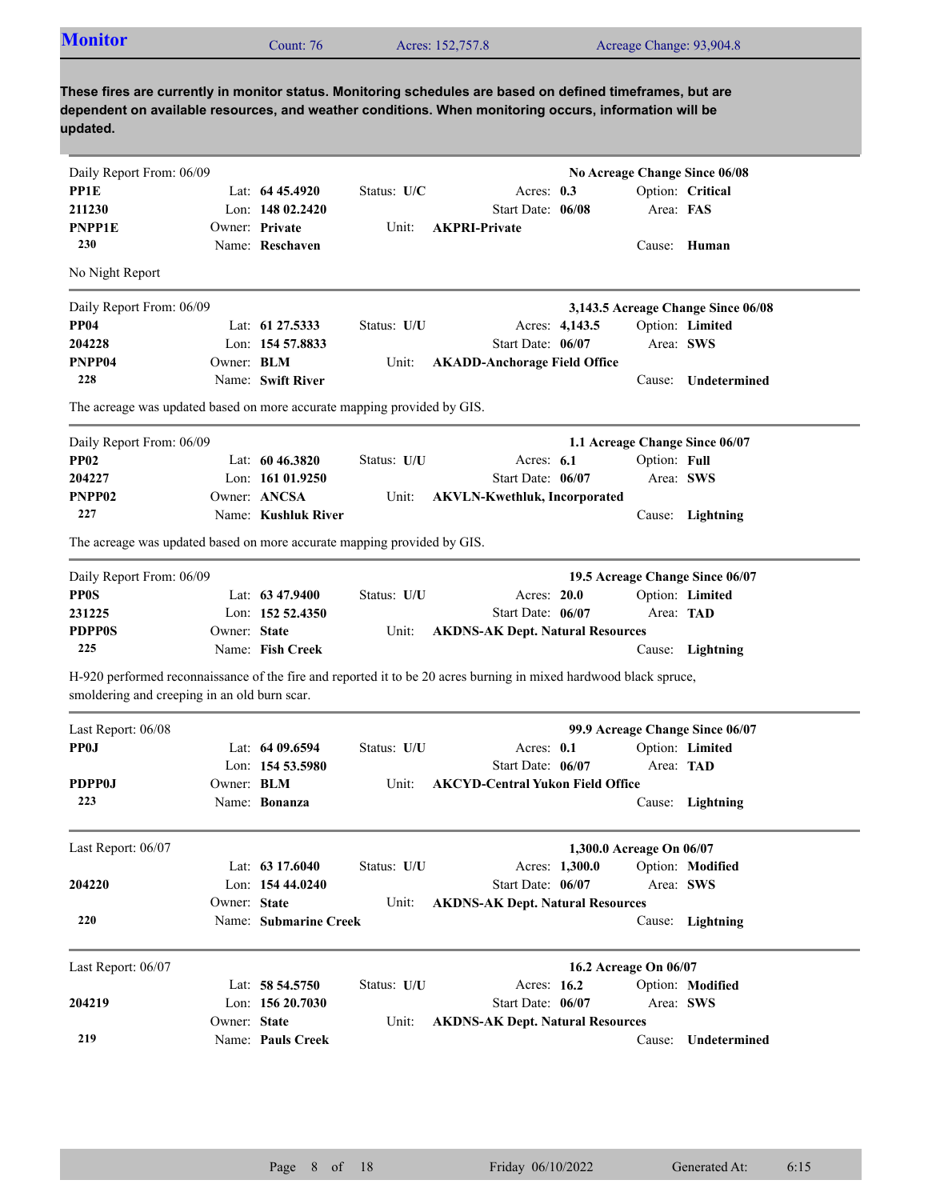## Monitor

Count: 76 | Acres: 152,757.8 | Acreage Change: 93,904.8

**These fires are currently in monitor status. Monitoring schedules are based on defined timeframes, but are dependent on available resources, and weather conditions. When monitoring occurs, information will be updated.**

---

Daily Report From: 06/09 — **No Acreage Change Since 06/08**

| | | | | |
|---|---|---|---|---|
| **PP1E** | Lat: **64 45.4920** | Status: **U/C** | Acres: **0.3** | Option: **Critical** |
| **211230** | Lon: **148 02.2420** | | Start Date: **06/08** | Area: **FAS** |
| **PNPP1E** | Owner: **Private** | Unit: **AKPRI-Private** | | |
| **230** | Name: **Reschaven** | | | Cause: **Human** |

No Night Report

---

Daily Report From: 06/09 — **3,143.5 Acreage Change Since 06/08**

| | | | | |
|---|---|---|---|---|
| **PP04** | Lat: **61 27.5333** | Status: **U/U** | Acres: **4,143.5** | Option: **Limited** |
| **204228** | Lon: **154 57.8833** | | Start Date: **06/07** | Area: **SWS** |
| **PNPP04** | Owner: **BLM** | Unit: **AKADD-Anchorage Field Office** | | |
| **228** | Name: **Swift River** | | | Cause: **Undetermined** |

The acreage was updated based on more accurate mapping provided by GIS.

---

Daily Report From: 06/09 — **1.1 Acreage Change Since 06/07**

| | | | | |
|---|---|---|---|---|
| **PP02** | Lat: **60 46.3820** | Status: **U/U** | Acres: **6.1** | Option: **Full** |
| **204227** | Lon: **161 01.9250** | | Start Date: **06/07** | Area: **SWS** |
| **PNPP02** | Owner: **ANCSA** | Unit: **AKVLN-Kwethluk, Incorporated** | | |
| **227** | Name: **Kushluk River** | | | Cause: **Lightning** |

The acreage was updated based on more accurate mapping provided by GIS.

---

Daily Report From: 06/09 — **19.5 Acreage Change Since 06/07**

| | | | | |
|---|---|---|---|---|
| **PP0S** | Lat: **63 47.9400** | Status: **U/U** | Acres: **20.0** | Option: **Limited** |
| **231225** | Lon: **152 52.4350** | | Start Date: **06/07** | Area: **TAD** |
| **PDPP0S** | Owner: **State** | Unit: **AKDNS-AK Dept. Natural Resources** | | |
| **225** | Name: **Fish Creek** | | | Cause: **Lightning** |

H-920 performed reconnaissance of the fire and reported it to be 20 acres burning in mixed hardwood black spruce, smoldering and creeping in an old burn scar.

---

Last Report: 06/08 — **99.9 Acreage Change Since 06/07**

| | | | | |
|---|---|---|---|---|
| **PP0J** | Lat: **64 09.6594** | Status: **U/U** | Acres: **0.1** | Option: **Limited** |
| | Lon: **154 53.5980** | | Start Date: **06/07** | Area: **TAD** |
| **PDPP0J** | Owner: **BLM** | Unit: **AKCYD-Central Yukon Field Office** | | |
| **223** | Name: **Bonanza** | | | Cause: **Lightning** |

---

Last Report: 06/07 — **1,300.0 Acreage On 06/07**

| | | | | |
|---|---|---|---|---|
| | Lat: **63 17.6040** | Status: **U/U** | Acres: **1,300.0** | Option: **Modified** |
| **204220** | Lon: **154 44.0240** | | Start Date: **06/07** | Area: **SWS** |
| | Owner: **State** | Unit: **AKDNS-AK Dept. Natural Resources** | | |
| **220** | Name: **Submarine Creek** | | | Cause: **Lightning** |

---

Last Report: 06/07 — **16.2 Acreage On 06/07**

| | | | | |
|---|---|---|---|---|
| | Lat: **58 54.5750** | Status: **U/U** | Acres: **16.2** | Option: **Modified** |
| **204219** | Lon: **156 20.7030** | | Start Date: **06/07** | Area: **SWS** |
| | Owner: **State** | Unit: **AKDNS-AK Dept. Natural Resources** | | |
| **219** | Name: **Pauls Creek** | | | Cause: **Undetermined** |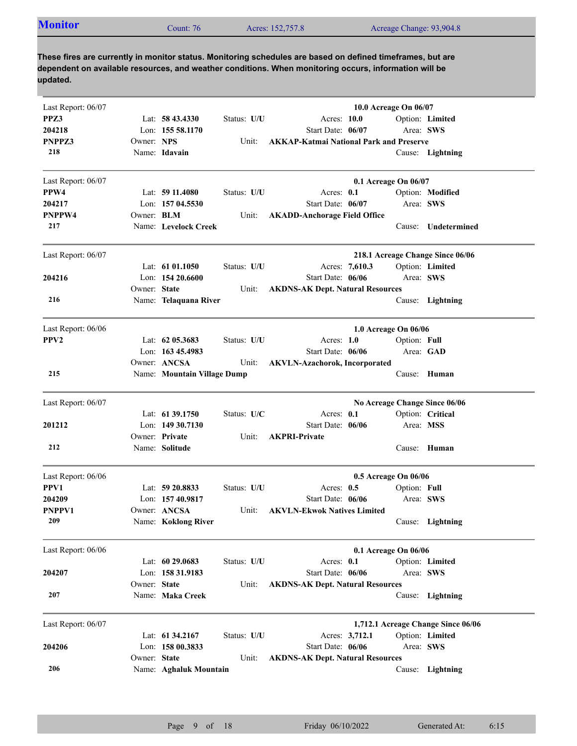## Monitor

Count: 76 | Acres: 152,757.8 | Acreage Change: 93,904.8

**These fires are currently in monitor status. Monitoring schedules are based on defined timeframes, but are dependent on available resources, and weather conditions. When monitoring occurs, information will be updated.**

---

Last Report: 06/07 — **10.0 Acreage On 06/07**

**PPZ3**
**204218**
**PNPPZ3**
**218**

Lat: **58 43.4330** | Lon: **155 58.1170** | Owner: **NPS** | Name: **Idavain**
Status: **U/U** | Unit: **AKKAP-Katmai National Park and Preserve**
Acres: **10.0** | Start Date: **06/07**
Option: **Limited** | Area: **SWS** | Cause: **Lightning**

---

Last Report: 06/07 — **0.1 Acreage On 06/07**

**PPW4**
**204217**
**PNPPW4**
**217**

Lat: **59 11.4080** | Lon: **157 04.5530** | Owner: **BLM** | Name: **Levelock Creek**
Status: **U/U** | Unit: **AKADD-Anchorage Field Office**
Acres: **0.1** | Start Date: **06/07**
Option: **Modified** | Area: **SWS** | Cause: **Undetermined**

---

Last Report: 06/07 — **218.1 Acreage Change Since 06/06**

**204216**
**216**

Lat: **61 01.1050** | Lon: **154 20.6600** | Owner: **State** | Name: **Telaquana River**
Status: **U/U** | Unit: **AKDNS-AK Dept. Natural Resources**
Acres: **7,610.3** | Start Date: **06/06**
Option: **Limited** | Area: **SWS** | Cause: **Lightning**

---

Last Report: 06/06 — **1.0 Acreage On 06/06**

**PPV2**
**215**

Lat: **62 05.3683** | Lon: **163 45.4983** | Owner: **ANCSA** | Name: **Mountain Village Dump**
Status: **U/U** | Unit: **AKVLN-Azachorok, Incorporated**
Acres: **1.0** | Start Date: **06/06**
Option: **Full** | Area: **GAD** | Cause: **Human**

---

Last Report: 06/07 — **No Acreage Change Since 06/06**

**201212**
**212**

Lat: **61 39.1750** | Lon: **149 30.7130** | Owner: **Private** | Name: **Solitude**
Status: **U/C** | Unit: **AKPRI-Private**
Acres: **0.1** | Start Date: **06/06**
Option: **Critical** | Area: **MSS** | Cause: **Human**

---

Last Report: 06/06 — **0.5 Acreage On 06/06**

**PPV1**
**204209**
**PNPPV1**
**209**

Lat: **59 20.8833** | Lon: **157 40.9817** | Owner: **ANCSA** | Name: **Koklong River**
Status: **U/U** | Unit: **AKVLN-Ekwok Natives Limited**
Acres: **0.5** | Start Date: **06/06**
Option: **Full** | Area: **SWS** | Cause: **Lightning**

---

Last Report: 06/06 — **0.1 Acreage On 06/06**

**204207**
**207**

Lat: **60 29.0683** | Lon: **158 31.9183** | Owner: **State** | Name: **Maka Creek**
Status: **U/U** | Unit: **AKDNS-AK Dept. Natural Resources**
Acres: **0.1** | Start Date: **06/06**
Option: **Limited** | Area: **SWS** | Cause: **Lightning**

---

Last Report: 06/07 — **1,712.1 Acreage Change Since 06/06**

**204206**
**206**

Lat: **61 34.2167** | Lon: **158 00.3833** | Owner: **State** | Name: **Aghaluk Mountain**
Status: **U/U** | Unit: **AKDNS-AK Dept. Natural Resources**
Acres: **3,712.1** | Start Date: **06/06**
Option: **Limited** | Area: **SWS** | Cause: **Lightning**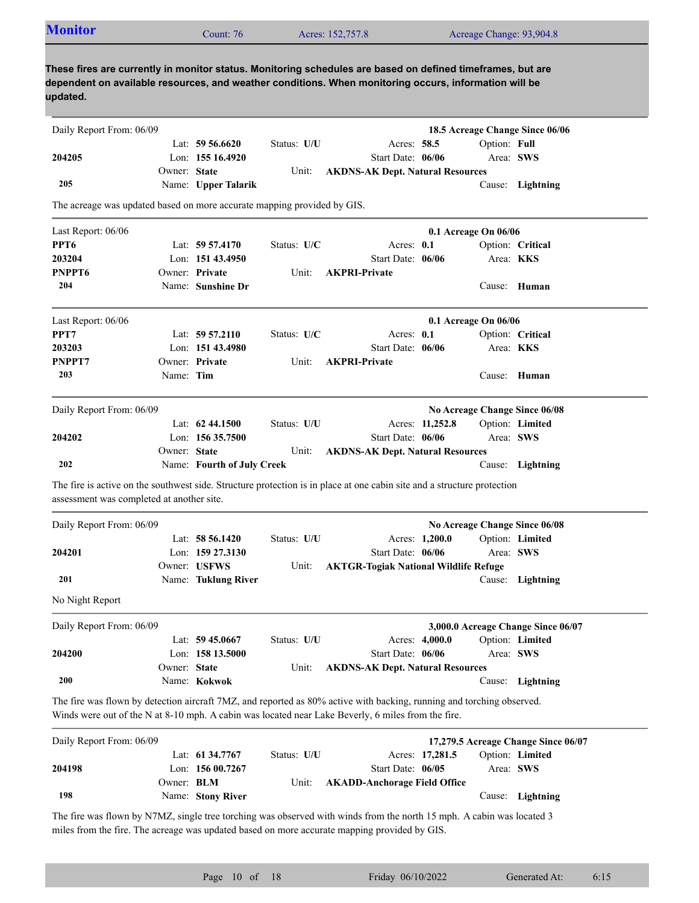## Monitor

Count: 76 | Acres: 152,757.8 | Acreage Change: 93,904.8

**These fires are currently in monitor status. Monitoring schedules are based on defined timeframes, but are dependent on available resources, and weather conditions. When monitoring occurs, information will be updated.**

---

Daily Report From: 06/09 | **18.5 Acreage Change Since 06/06**

| | | | | |
|---|---|---|---|---|
| | Lat: **59 56.6620** | Status: **U/U** | Acres: **58.5** | Option: **Full** |
| **204205** | Lon: **155 16.4920** | | Start Date: **06/06** | Area: **SWS** |
| | Owner: **State** | Unit: | **AKDNS-AK Dept. Natural Resources** | |
| **205** | Name: **Upper Talarik** | | | Cause: **Lightning** |

The acreage was updated based on more accurate mapping provided by GIS.

---

Last Report: 06/06 | **0.1 Acreage On 06/06**

| | | | | |
|---|---|---|---|---|
| **PPT6** | Lat: **59 57.4170** | Status: **U/C** | Acres: **0.1** | Option: **Critical** |
| **203204** | Lon: **151 43.4950** | | Start Date: **06/06** | Area: **KKS** |
| **PNPPT6** | Owner: **Private** | Unit: | **AKPRI-Private** | |
| **204** | Name: **Sunshine Dr** | | | Cause: **Human** |

---

Last Report: 06/06 | **0.1 Acreage On 06/06**

| | | | | |
|---|---|---|---|---|
| **PPT7** | Lat: **59 57.2110** | Status: **U/C** | Acres: **0.1** | Option: **Critical** |
| **203203** | Lon: **151 43.4980** | | Start Date: **06/06** | Area: **KKS** |
| **PNPPT7** | Owner: **Private** | Unit: | **AKPRI-Private** | |
| **203** | Name: **Tim** | | | Cause: **Human** |

---

Daily Report From: 06/09 | **No Acreage Change Since 06/08**

| | | | | |
|---|---|---|---|---|
| | Lat: **62 44.1500** | Status: **U/U** | Acres: **11,252.8** | Option: **Limited** |
| **204202** | Lon: **156 35.7500** | | Start Date: **06/06** | Area: **SWS** |
| | Owner: **State** | Unit: | **AKDNS-AK Dept. Natural Resources** | |
| **202** | Name: **Fourth of July Creek** | | | Cause: **Lightning** |

The fire is active on the southwest side. Structure protection is in place at one cabin site and a structure protection assessment was completed at another site.

---

Daily Report From: 06/09 | **No Acreage Change Since 06/08**

| | | | | |
|---|---|---|---|---|
| | Lat: **58 56.1420** | Status: **U/U** | Acres: **1,200.0** | Option: **Limited** |
| **204201** | Lon: **159 27.3130** | | Start Date: **06/06** | Area: **SWS** |
| | Owner: **USFWS** | Unit: | **AKTGR-Togiak National Wildlife Refuge** | |
| **201** | Name: **Tuklung River** | | | Cause: **Lightning** |

No Night Report

---

Daily Report From: 06/09 | **3,000.0 Acreage Change Since 06/07**

| | | | | |
|---|---|---|---|---|
| | Lat: **59 45.0667** | Status: **U/U** | Acres: **4,000.0** | Option: **Limited** |
| **204200** | Lon: **158 13.5000** | | Start Date: **06/06** | Area: **SWS** |
| | Owner: **State** | Unit: | **AKDNS-AK Dept. Natural Resources** | |
| **200** | Name: **Kokwok** | | | Cause: **Lightning** |

The fire was flown by detection aircraft 7MZ, and reported as 80% active with backing, running and torching observed. Winds were out of the N at 8-10 mph. A cabin was located near Lake Beverly, 6 miles from the fire.

---

Daily Report From: 06/09 | **17,279.5 Acreage Change Since 06/07**

| | | | | |
|---|---|---|---|---|
| | Lat: **61 34.7767** | Status: **U/U** | Acres: **17,281.5** | Option: **Limited** |
| **204198** | Lon: **156 00.7267** | | Start Date: **06/05** | Area: **SWS** |
| | Owner: **BLM** | Unit: | **AKADD-Anchorage Field Office** | |
| **198** | Name: **Stony River** | | | Cause: **Lightning** |

The fire was flown by N7MZ, single tree torching was observed with winds from the north 15 mph. A cabin was located 3 miles from the fire. The acreage was updated based on more accurate mapping provided by GIS.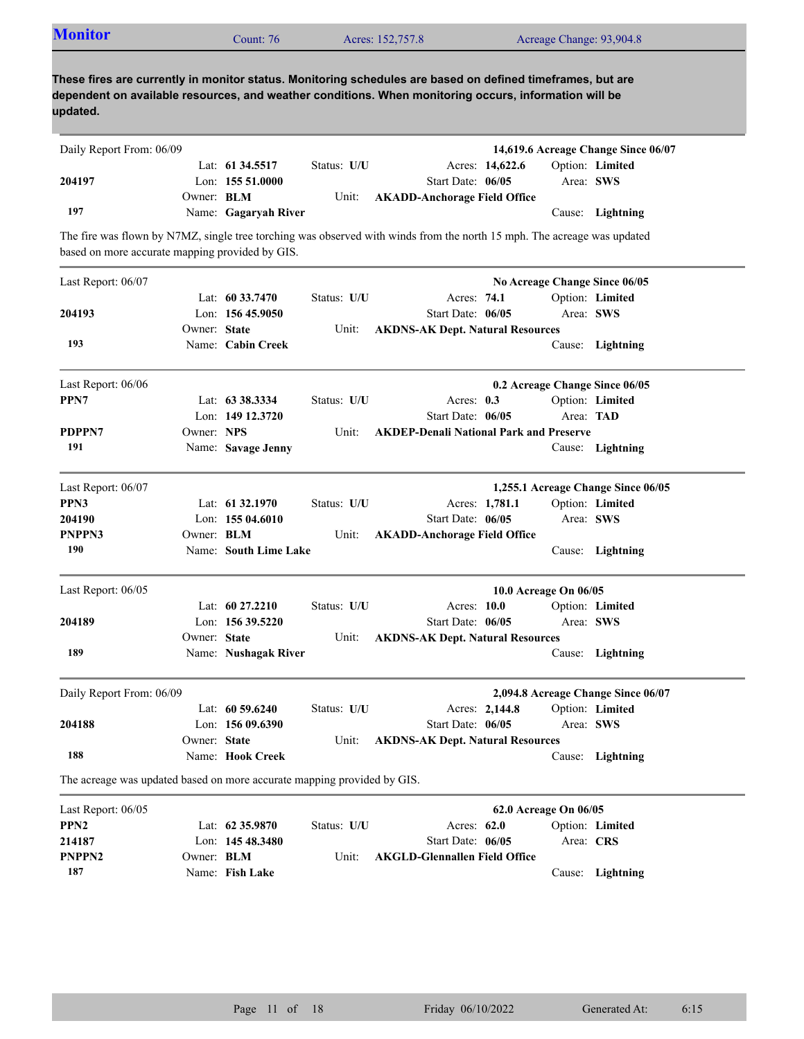## Monitor

Count: 76 | Acres: 152,757.8 | Acreage Change: 93,904.8

**These fires are currently in monitor status. Monitoring schedules are based on defined timeframes, but are dependent on available resources, and weather conditions. When monitoring occurs, information will be updated.**

---

Daily Report From: 06/09 — **14,619.6 Acreage Change Since 06/07**

| | | | |
|---|---|---|---|
| | Lat: **61 34.5517** | Status: **U/U** | Acres: **14,622.6** | 
| **204197** | Lon: **155 51.0000** | | Start Date: **06/05** |
| | Owner: **BLM** | Unit: **AKADD-Anchorage Field Office** | |
| **197** | Name: **Gagaryah River** | | Cause: **Lightning** |

Option: **Limited** — Area: **SWS**

The fire was flown by N7MZ, single tree torching was observed with winds from the north 15 mph. The acreage was updated based on more accurate mapping provided by GIS.

---

Last Report: 06/07 — **No Acreage Change Since 06/05**

| | | | |
|---|---|---|---|
| | Lat: **60 33.7470** | Status: **U/U** | Acres: **74.1** |
| **204193** | Lon: **156 45.9050** | | Start Date: **06/05** |
| | Owner: **State** | Unit: **AKDNS-AK Dept. Natural Resources** | |
| **193** | Name: **Cabin Creek** | | Cause: **Lightning** |

Option: **Limited** — Area: **SWS**

---

Last Report: 06/06 — **0.2 Acreage Change Since 06/05**

| | | | |
|---|---|---|---|
| **PPN7** | Lat: **63 38.3334** | Status: **U/U** | Acres: **0.3** |
| | Lon: **149 12.3720** | | Start Date: **06/05** |
| **PDPPN7** | Owner: **NPS** | Unit: **AKDEP-Denali National Park and Preserve** | |
| **191** | Name: **Savage Jenny** | | Cause: **Lightning** |

Option: **Limited** — Area: **TAD**

---

Last Report: 06/07 — **1,255.1 Acreage Change Since 06/05**

| | | | |
|---|---|---|---|
| **PPN3** | Lat: **61 32.1970** | Status: **U/U** | Acres: **1,781.1** |
| **204190** | Lon: **155 04.6010** | | Start Date: **06/05** |
| **PNPPN3** | Owner: **BLM** | Unit: **AKADD-Anchorage Field Office** | |
| **190** | Name: **South Lime Lake** | | Cause: **Lightning** |

Option: **Limited** — Area: **SWS**

---

Last Report: 06/05 — **10.0 Acreage On 06/05**

| | | | |
|---|---|---|---|
| | Lat: **60 27.2210** | Status: **U/U** | Acres: **10.0** |
| **204189** | Lon: **156 39.5220** | | Start Date: **06/05** |
| | Owner: **State** | Unit: **AKDNS-AK Dept. Natural Resources** | |
| **189** | Name: **Nushagak River** | | Cause: **Lightning** |

Option: **Limited** — Area: **SWS**

---

Daily Report From: 06/09 — **2,094.8 Acreage Change Since 06/07**

| | | | |
|---|---|---|---|
| | Lat: **60 59.6240** | Status: **U/U** | Acres: **2,144.8** |
| **204188** | Lon: **156 09.6390** | | Start Date: **06/05** |
| | Owner: **State** | Unit: **AKDNS-AK Dept. Natural Resources** | |
| **188** | Name: **Hook Creek** | | Cause: **Lightning** |

Option: **Limited** — Area: **SWS**

The acreage was updated based on more accurate mapping provided by GIS.

---

Last Report: 06/05 — **62.0 Acreage On 06/05**

| | | | |
|---|---|---|---|
| **PPN2** | Lat: **62 35.9870** | Status: **U/U** | Acres: **62.0** |
| **214187** | Lon: **145 48.3480** | | Start Date: **06/05** |
| **PNPPN2** | Owner: **BLM** | Unit: **AKGLD-Glennallen Field Office** | |
| **187** | Name: **Fish Lake** | | Cause: **Lightning** |

Option: **Limited** — Area: **CRS**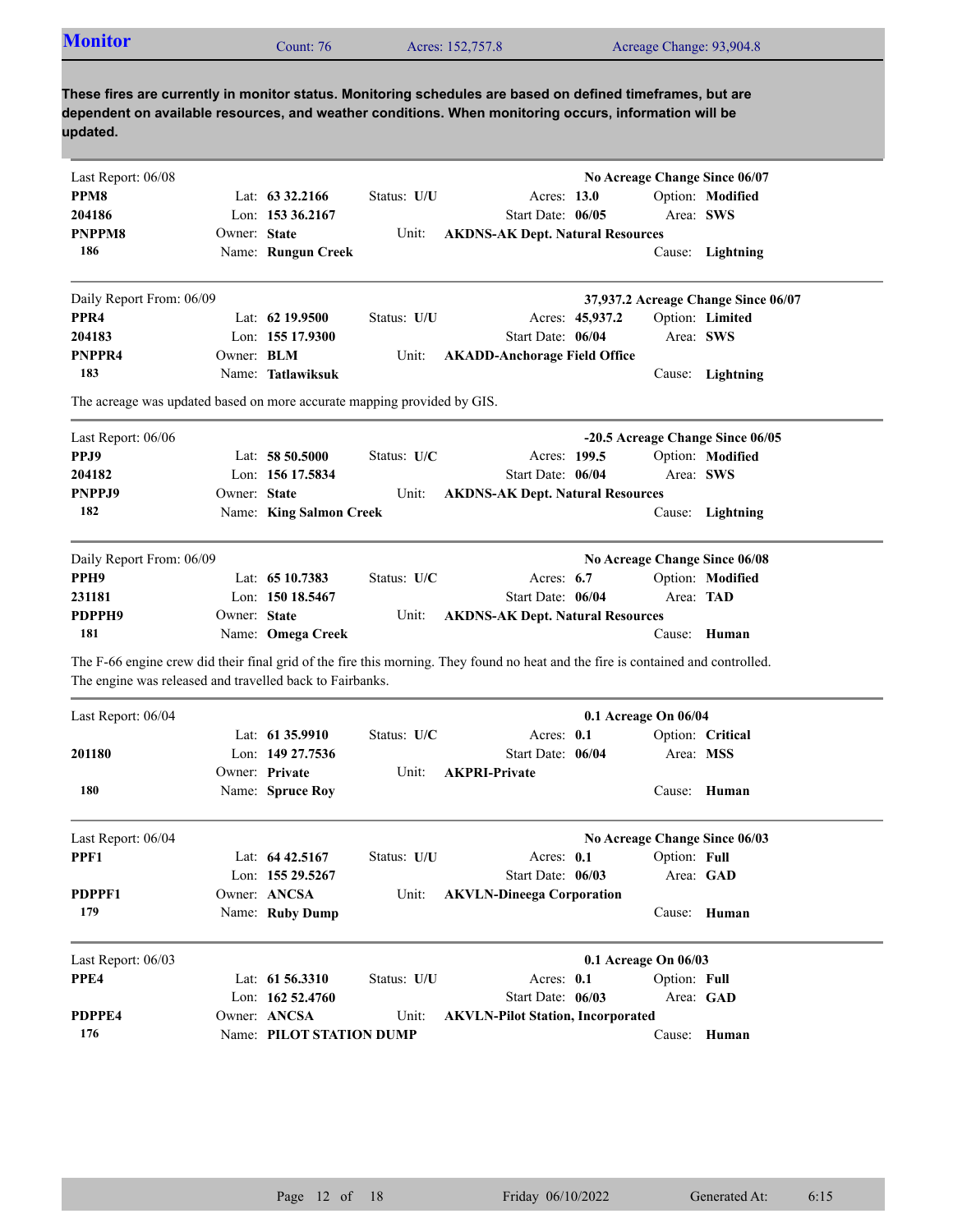## Monitor

Count: 76 | Acres: 152,757.8 | Acreage Change: 93,904.8

**These fires are currently in monitor status. Monitoring schedules are based on defined timeframes, but are dependent on available resources, and weather conditions. When monitoring occurs, information will be updated.**

---

Last Report: 06/08 | **No Acreage Change Since 06/07**

| | | | | |
|---|---|---|---|---|
| **PPM8** | Lat: **63 32.2166** | Status: **U/U** | Acres: **13.0** | Option: **Modified** |
| **204186** | Lon: **153 36.2167** | | Start Date: **06/05** | Area: **SWS** |
| **PNPPM8** | Owner: **State** | Unit: | **AKDNS-AK Dept. Natural Resources** | |
| **186** | Name: **Rungun Creek** | | | Cause: **Lightning** |

---

Daily Report From: 06/09 | **37,937.2 Acreage Change Since 06/07**

| | | | | |
|---|---|---|---|---|
| **PPR4** | Lat: **62 19.9500** | Status: **U/U** | Acres: **45,937.2** | Option: **Limited** |
| **204183** | Lon: **155 17.9300** | | Start Date: **06/04** | Area: **SWS** |
| **PNPPR4** | Owner: **BLM** | Unit: | **AKADD-Anchorage Field Office** | |
| **183** | Name: **Tatlawiksuk** | | | Cause: **Lightning** |

The acreage was updated based on more accurate mapping provided by GIS.

---

Last Report: 06/06 | **-20.5 Acreage Change Since 06/05**

| | | | | |
|---|---|---|---|---|
| **PPJ9** | Lat: **58 50.5000** | Status: **U/C** | Acres: **199.5** | Option: **Modified** |
| **204182** | Lon: **156 17.5834** | | Start Date: **06/04** | Area: **SWS** |
| **PNPPJ9** | Owner: **State** | Unit: | **AKDNS-AK Dept. Natural Resources** | |
| **182** | Name: **King Salmon Creek** | | | Cause: **Lightning** |

---

Daily Report From: 06/09 | **No Acreage Change Since 06/08**

| | | | | |
|---|---|---|---|---|
| **PPH9** | Lat: **65 10.7383** | Status: **U/C** | Acres: **6.7** | Option: **Modified** |
| **231181** | Lon: **150 18.5467** | | Start Date: **06/04** | Area: **TAD** |
| **PDPPH9** | Owner: **State** | Unit: | **AKDNS-AK Dept. Natural Resources** | |
| **181** | Name: **Omega Creek** | | | Cause: **Human** |

The F-66 engine crew did their final grid of the fire this morning. They found no heat and the fire is contained and controlled. The engine was released and travelled back to Fairbanks.

---

Last Report: 06/04 | **0.1 Acreage On 06/04**

| | | | | |
|---|---|---|---|---|
| | Lat: **61 35.9910** | Status: **U/C** | Acres: **0.1** | Option: **Critical** |
| **201180** | Lon: **149 27.7536** | | Start Date: **06/04** | Area: **MSS** |
| | Owner: **Private** | Unit: | **AKPRI-Private** | |
| **180** | Name: **Spruce Roy** | | | Cause: **Human** |

---

Last Report: 06/04 | **No Acreage Change Since 06/03**

| | | | | |
|---|---|---|---|---|
| **PPF1** | Lat: **64 42.5167** | Status: **U/U** | Acres: **0.1** | Option: **Full** |
| | Lon: **155 29.5267** | | Start Date: **06/03** | Area: **GAD** |
| **PDPPF1** | Owner: **ANCSA** | Unit: | **AKVLN-Dineega Corporation** | |
| **179** | Name: **Ruby Dump** | | | Cause: **Human** |

---

Last Report: 06/03 | **0.1 Acreage On 06/03**

| | | | | |
|---|---|---|---|---|
| **PPE4** | Lat: **61 56.3310** | Status: **U/U** | Acres: **0.1** | Option: **Full** |
| | Lon: **162 52.4760** | | Start Date: **06/03** | Area: **GAD** |
| **PDPPE4** | Owner: **ANCSA** | Unit: | **AKVLN-Pilot Station, Incorporated** | |
| **176** | Name: **PILOT STATION DUMP** | | | Cause: **Human** |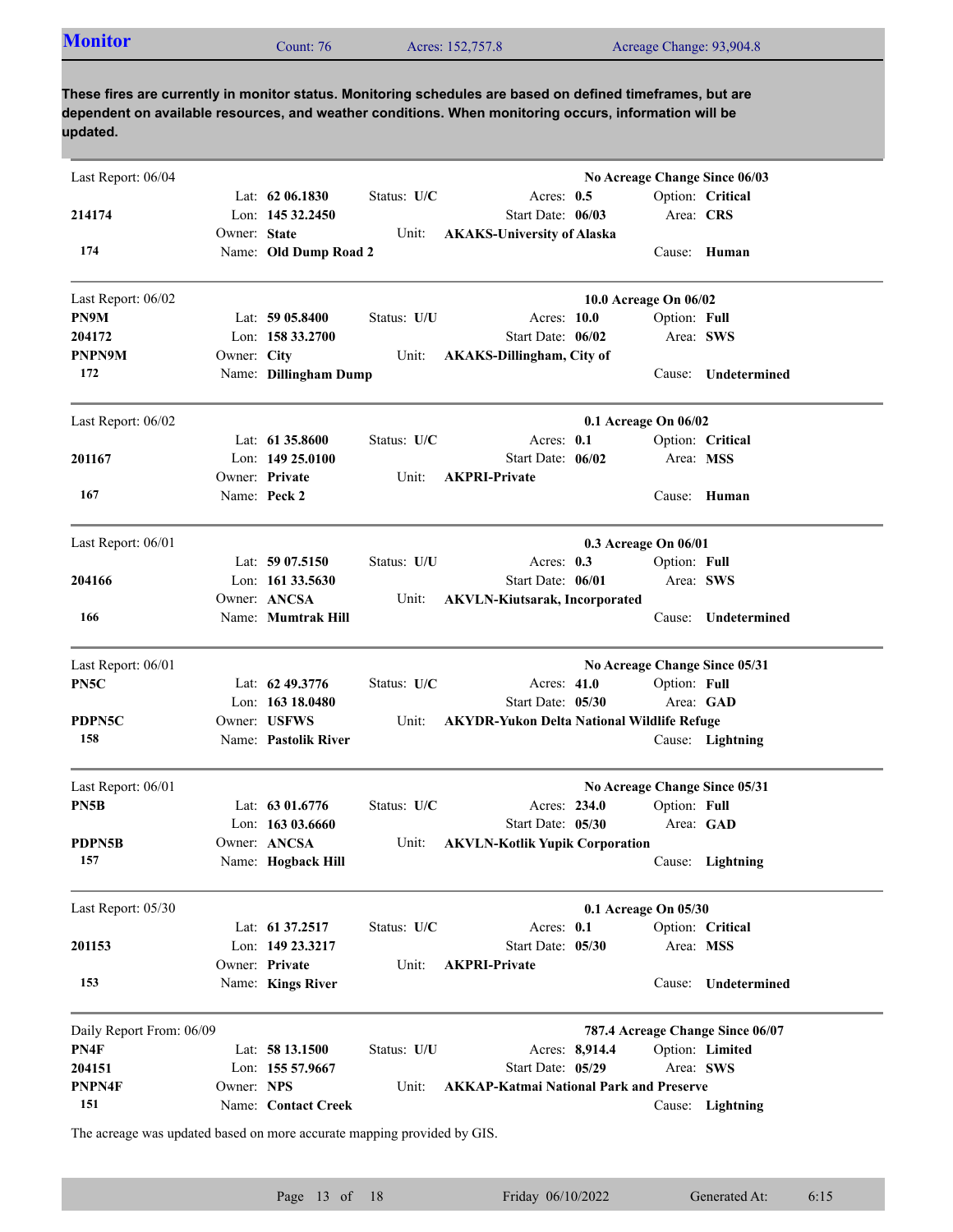## Monitor

Count: 76 | Acres: 152,757.8 | Acreage Change: 93,904.8

**These fires are currently in monitor status. Monitoring schedules are based on defined timeframes, but are dependent on available resources, and weather conditions. When monitoring occurs, information will be updated.**

---

Last Report: 06/04 — **No Acreage Change Since 06/03**

| | | | | |
|---|---|---|---|---|
| | Lat: **62 06.1830** | Status: **U/C** | Acres: **0.5** | Option: **Critical** |
| **214174** | Lon: **145 32.2450** | | Start Date: **06/03** | Area: **CRS** |
| | Owner: **State** | Unit: **AKAKS-University of Alaska** | | |
| **174** | Name: **Old Dump Road 2** | | | Cause: **Human** |

---

Last Report: 06/02 — **10.0 Acreage On 06/02**

| | | | | |
|---|---|---|---|---|
| **PN9M** | Lat: **59 05.8400** | Status: **U/U** | Acres: **10.0** | Option: **Full** |
| **204172** | Lon: **158 33.2700** | | Start Date: **06/02** | Area: **SWS** |
| **PNPN9M** | Owner: **City** | Unit: **AKAKS-Dillingham, City of** | | |
| **172** | Name: **Dillingham Dump** | | | Cause: **Undetermined** |

---

Last Report: 06/02 — **0.1 Acreage On 06/02**

| | | | | |
|---|---|---|---|---|
| | Lat: **61 35.8600** | Status: **U/C** | Acres: **0.1** | Option: **Critical** |
| **201167** | Lon: **149 25.0100** | | Start Date: **06/02** | Area: **MSS** |
| | Owner: **Private** | Unit: **AKPRI-Private** | | |
| **167** | Name: **Peck 2** | | | Cause: **Human** |

---

Last Report: 06/01 — **0.3 Acreage On 06/01**

| | | | | |
|---|---|---|---|---|
| | Lat: **59 07.5150** | Status: **U/U** | Acres: **0.3** | Option: **Full** |
| **204166** | Lon: **161 33.5630** | | Start Date: **06/01** | Area: **SWS** |
| | Owner: **ANCSA** | Unit: **AKVLN-Kiutsarak, Incorporated** | | |
| **166** | Name: **Mumtrak Hill** | | | Cause: **Undetermined** |

---

Last Report: 06/01 — **No Acreage Change Since 05/31**

| | | | | |
|---|---|---|---|---|
| **PN5C** | Lat: **62 49.3776** | Status: **U/C** | Acres: **41.0** | Option: **Full** |
| | Lon: **163 18.0480** | | Start Date: **05/30** | Area: **GAD** |
| **PDPN5C** | Owner: **USFWS** | Unit: **AKYDR-Yukon Delta National Wildlife Refuge** | | |
| **158** | Name: **Pastolik River** | | | Cause: **Lightning** |

---

Last Report: 06/01 — **No Acreage Change Since 05/31**

| | | | | |
|---|---|---|---|---|
| **PN5B** | Lat: **63 01.6776** | Status: **U/C** | Acres: **234.0** | Option: **Full** |
| | Lon: **163 03.6660** | | Start Date: **05/30** | Area: **GAD** |
| **PDPN5B** | Owner: **ANCSA** | Unit: **AKVLN-Kotlik Yupik Corporation** | | |
| **157** | Name: **Hogback Hill** | | | Cause: **Lightning** |

---

Last Report: 05/30 — **0.1 Acreage On 05/30**

| | | | | |
|---|---|---|---|---|
| | Lat: **61 37.2517** | Status: **U/C** | Acres: **0.1** | Option: **Critical** |
| **201153** | Lon: **149 23.3217** | | Start Date: **05/30** | Area: **MSS** |
| | Owner: **Private** | Unit: **AKPRI-Private** | | |
| **153** | Name: **Kings River** | | | Cause: **Undetermined** |

---

Daily Report From: 06/09 — **787.4 Acreage Change Since 06/07**

| | | | | |
|---|---|---|---|---|
| **PN4F** | Lat: **58 13.1500** | Status: **U/U** | Acres: **8,914.4** | Option: **Limited** |
| **204151** | Lon: **155 57.9667** | | Start Date: **05/29** | Area: **SWS** |
| **PNPN4F** | Owner: **NPS** | Unit: **AKKAP-Katmai National Park and Preserve** | | |
| **151** | Name: **Contact Creek** | | | Cause: **Lightning** |

The acreage was updated based on more accurate mapping provided by GIS.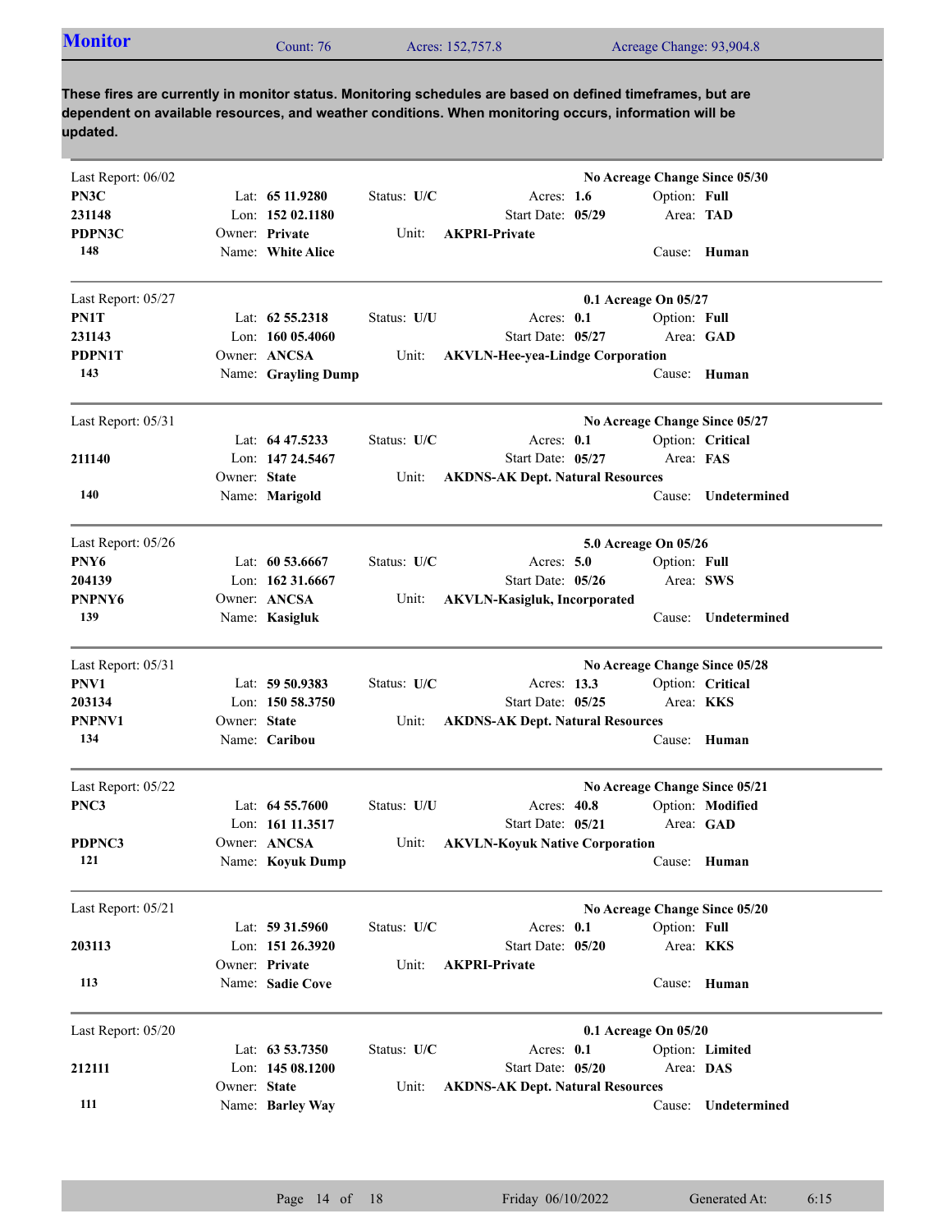## Monitor

Count: 76 | Acres: 152,757.8 | Acreage Change: 93,904.8

**These fires are currently in monitor status. Monitoring schedules are based on defined timeframes, but are dependent on available resources, and weather conditions. When monitoring occurs, information will be updated.**

---

Last Report: 06/02 | **No Acreage Change Since 05/30**

| | | | | |
|---|---|---|---|---|
| **PN3C** | Lat: **65 11.9280** | Status: **U/C** | Acres: **1.6** | Option: **Full** |
| **231148** | Lon: **152 02.1180** | | Start Date: **05/29** | Area: **TAD** |
| **PDPN3C** | Owner: **Private** | Unit: **AKPRI-Private** | | |
| **148** | Name: **White Alice** | | | Cause: **Human** |

---

Last Report: 05/27 | **0.1 Acreage On 05/27**

| | | | | |
|---|---|---|---|---|
| **PN1T** | Lat: **62 55.2318** | Status: **U/U** | Acres: **0.1** | Option: **Full** |
| **231143** | Lon: **160 05.4060** | | Start Date: **05/27** | Area: **GAD** |
| **PDPN1T** | Owner: **ANCSA** | Unit: **AKVLN-Hee-yea-Lindge Corporation** | | |
| **143** | Name: **Grayling Dump** | | | Cause: **Human** |

---

Last Report: 05/31 | **No Acreage Change Since 05/27**

| | | | | |
|---|---|---|---|---|
| | Lat: **64 47.5233** | Status: **U/C** | Acres: **0.1** | Option: **Critical** |
| **211140** | Lon: **147 24.5467** | | Start Date: **05/27** | Area: **FAS** |
| | Owner: **State** | Unit: **AKDNS-AK Dept. Natural Resources** | | |
| **140** | Name: **Marigold** | | | Cause: **Undetermined** |

---

Last Report: 05/26 | **5.0 Acreage On 05/26**

| | | | | |
|---|---|---|---|---|
| **PNY6** | Lat: **60 53.6667** | Status: **U/C** | Acres: **5.0** | Option: **Full** |
| **204139** | Lon: **162 31.6667** | | Start Date: **05/26** | Area: **SWS** |
| **PNPNY6** | Owner: **ANCSA** | Unit: **AKVLN-Kasigluk, Incorporated** | | |
| **139** | Name: **Kasigluk** | | | Cause: **Undetermined** |

---

Last Report: 05/31 | **No Acreage Change Since 05/28**

| | | | | |
|---|---|---|---|---|
| **PNV1** | Lat: **59 50.9383** | Status: **U/C** | Acres: **13.3** | Option: **Critical** |
| **203134** | Lon: **150 58.3750** | | Start Date: **05/25** | Area: **KKS** |
| **PNPNV1** | Owner: **State** | Unit: **AKDNS-AK Dept. Natural Resources** | | |
| **134** | Name: **Caribou** | | | Cause: **Human** |

---

Last Report: 05/22 | **No Acreage Change Since 05/21**

| | | | | |
|---|---|---|---|---|
| **PNC3** | Lat: **64 55.7600** | Status: **U/U** | Acres: **40.8** | Option: **Modified** |
| | Lon: **161 11.3517** | | Start Date: **05/21** | Area: **GAD** |
| **PDPNC3** | Owner: **ANCSA** | Unit: **AKVLN-Koyuk Native Corporation** | | |
| **121** | Name: **Koyuk Dump** | | | Cause: **Human** |

---

Last Report: 05/21 | **No Acreage Change Since 05/20**

| | | | | |
|---|---|---|---|---|
| | Lat: **59 31.5960** | Status: **U/C** | Acres: **0.1** | Option: **Full** |
| **203113** | Lon: **151 26.3920** | | Start Date: **05/20** | Area: **KKS** |
| | Owner: **Private** | Unit: **AKPRI-Private** | | |
| **113** | Name: **Sadie Cove** | | | Cause: **Human** |

---

Last Report: 05/20 | **0.1 Acreage On 05/20**

| | | | | |
|---|---|---|---|---|
| | Lat: **63 53.7350** | Status: **U/C** | Acres: **0.1** | Option: **Limited** |
| **212111** | Lon: **145 08.1200** | | Start Date: **05/20** | Area: **DAS** |
| | Owner: **State** | Unit: **AKDNS-AK Dept. Natural Resources** | | |
| **111** | Name: **Barley Way** | | | Cause: **Undetermined** |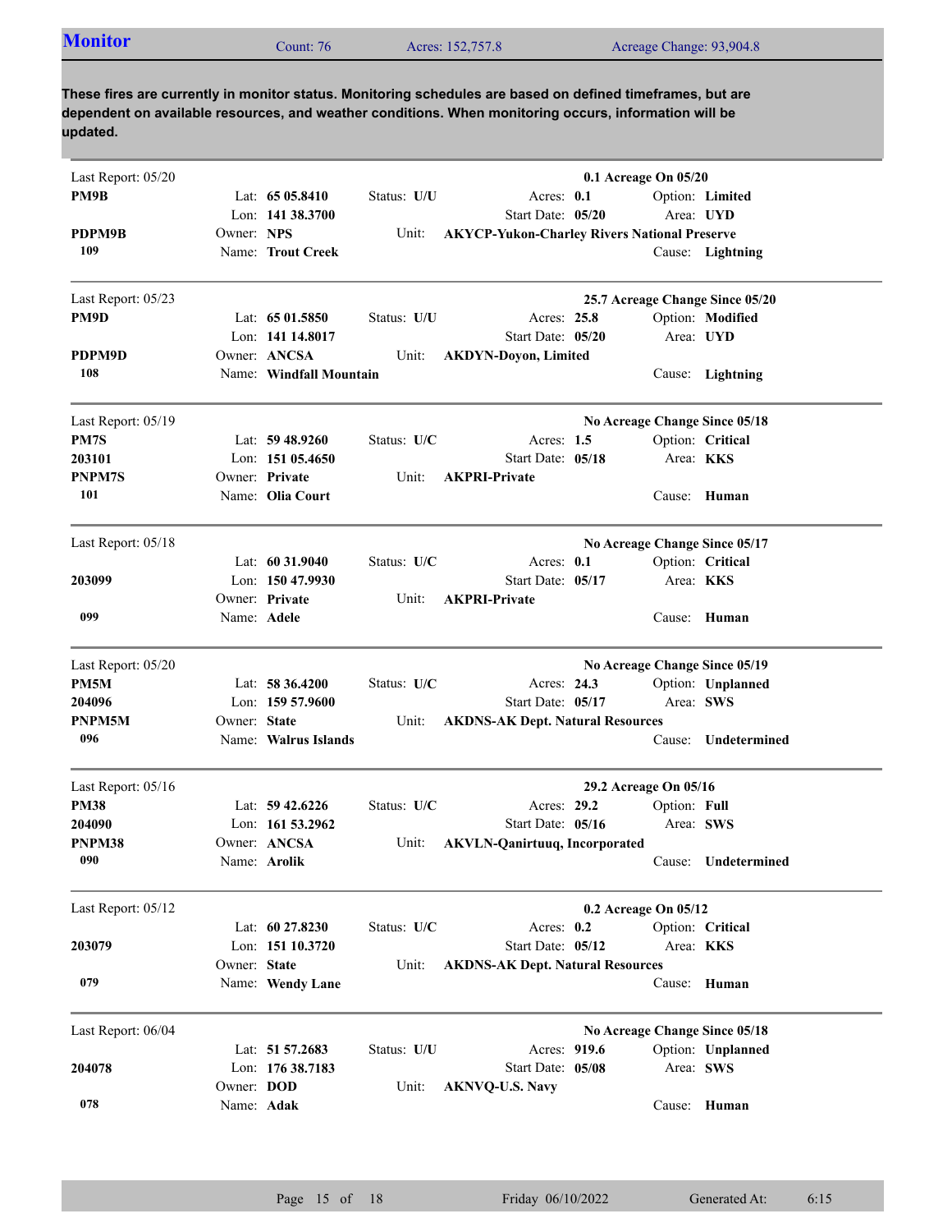## Monitor

Count: 76 | Acres: 152,757.8 | Acreage Change: 93,904.8

**These fires are currently in monitor status. Monitoring schedules are based on defined timeframes, but are dependent on available resources, and weather conditions. When monitoring occurs, information will be updated.**

---

Last Report: 05/20 — **0.1 Acreage On 05/20**

**PM9B**
**PDPM9B**
**109**

Lat: **65 05.8410** | Lon: **141 38.3700** | Owner: **NPS** | Name: **Trout Creek**
Status: **U/U** | Unit: **AKYCP-Yukon-Charley Rivers National Preserve**
Acres: **0.1** | Start Date: **05/20**
Option: **Limited** | Area: **UYD** | Cause: **Lightning**

---

Last Report: 05/23 — **25.7 Acreage Change Since 05/20**

**PM9D**
**PDPM9D**
**108**

Lat: **65 01.5850** | Lon: **141 14.8017** | Owner: **ANCSA** | Name: **Windfall Mountain**
Status: **U/U** | Unit: **AKDYN-Doyon, Limited**
Acres: **25.8** | Start Date: **05/20**
Option: **Modified** | Area: **UYD** | Cause: **Lightning**

---

Last Report: 05/19 — **No Acreage Change Since 05/18**

**PM7S**
**203101**
**PNPM7S**
**101**

Lat: **59 48.9260** | Lon: **151 05.4650** | Owner: **Private** | Name: **Olia Court**
Status: **U/C** | Unit: **AKPRI-Private**
Acres: **1.5** | Start Date: **05/18**
Option: **Critical** | Area: **KKS** | Cause: **Human**

---

Last Report: 05/18 — **No Acreage Change Since 05/17**

**203099**
**099**

Lat: **60 31.9040** | Lon: **150 47.9930** | Owner: **Private** | Name: **Adele**
Status: **U/C** | Unit: **AKPRI-Private**
Acres: **0.1** | Start Date: **05/17**
Option: **Critical** | Area: **KKS** | Cause: **Human**

---

Last Report: 05/20 — **No Acreage Change Since 05/19**

**PM5M**
**204096**
**PNPM5M**
**096**

Lat: **58 36.4200** | Lon: **159 57.9600** | Owner: **State** | Name: **Walrus Islands**
Status: **U/C** | Unit: **AKDNS-AK Dept. Natural Resources**
Acres: **24.3** | Start Date: **05/17**
Option: **Unplanned** | Area: **SWS** | Cause: **Undetermined**

---

Last Report: 05/16 — **29.2 Acreage On 05/16**

**PM38**
**204090**
**PNPM38**
**090**

Lat: **59 42.6226** | Lon: **161 53.2962** | Owner: **ANCSA** | Name: **Arolik**
Status: **U/C** | Unit: **AKVLN-Qanirtuuq, Incorporated**
Acres: **29.2** | Start Date: **05/16**
Option: **Full** | Area: **SWS** | Cause: **Undetermined**

---

Last Report: 05/12 — **0.2 Acreage On 05/12**

**203079**
**079**

Lat: **60 27.8230** | Lon: **151 10.3720** | Owner: **State** | Name: **Wendy Lane**
Status: **U/C** | Unit: **AKDNS-AK Dept. Natural Resources**
Acres: **0.2** | Start Date: **05/12**
Option: **Critical** | Area: **KKS** | Cause: **Human**

---

Last Report: 06/04 — **No Acreage Change Since 05/18**

**204078**
**078**

Lat: **51 57.2683** | Lon: **176 38.7183** | Owner: **DOD** | Name: **Adak**
Status: **U/U** | Unit: **AKNVQ-U.S. Navy**
Acres: **919.6** | Start Date: **05/08**
Option: **Unplanned** | Area: **SWS** | Cause: **Human**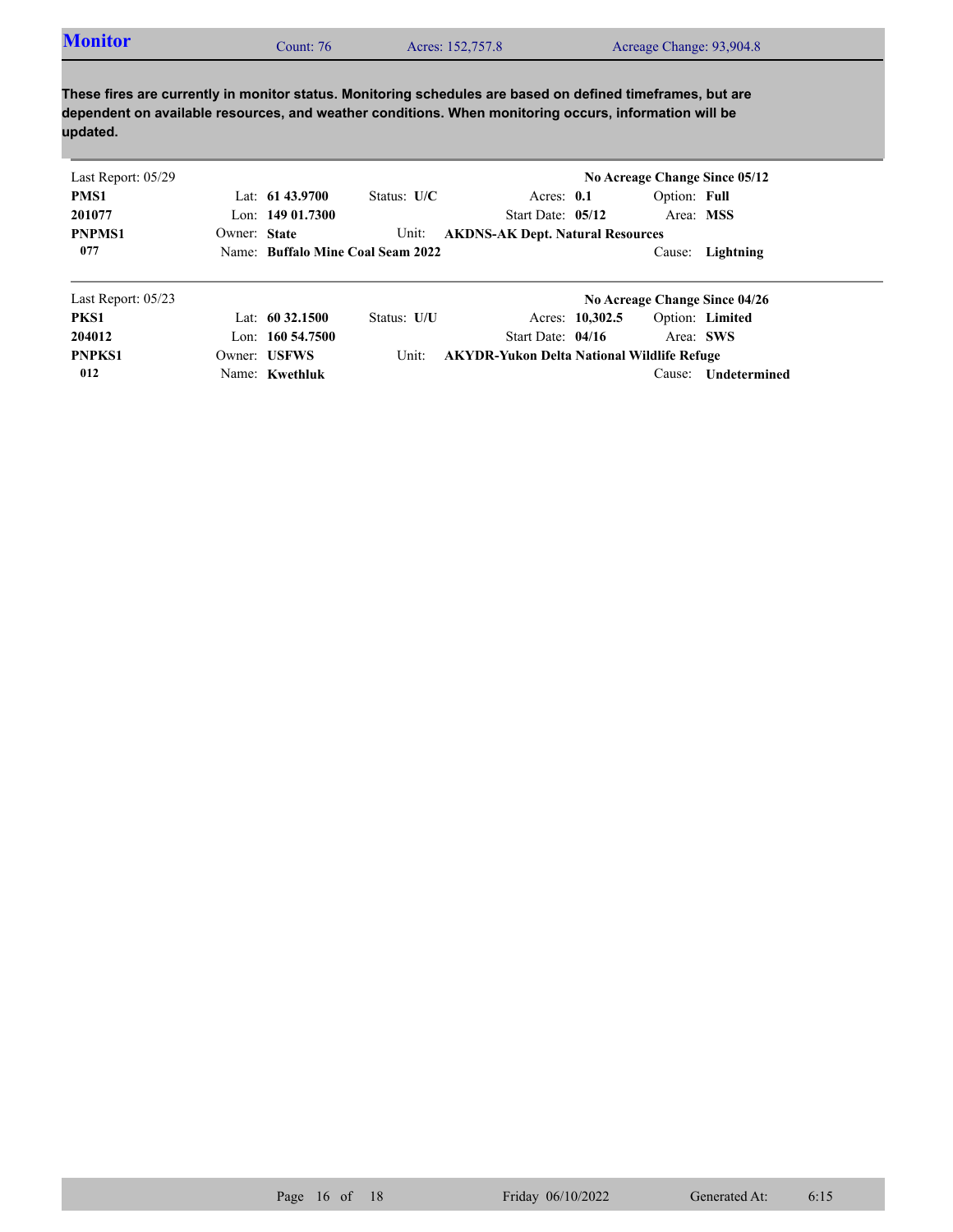## Monitor

Count: 76 | Acres: 152,757.8 | Acreage Change: 93,904.8

**These fires are currently in monitor status. Monitoring schedules are based on defined timeframes, but are dependent on available resources, and weather conditions. When monitoring occurs, information will be updated.**

---

Last Report: 05/29 — **No Acreage Change Since 05/12**

**PMS1**
**201077**
**PNPMS1**
**077**

Lat: **61 43.9700** | Status: **U/C** | Acres: **0.1** | Option: **Full**
Lon: **149 01.7300** | Start Date: **05/12** | Area: **MSS**
Owner: **State** | Unit: **AKDNS-AK Dept. Natural Resources**
Name: **Buffalo Mine Coal Seam 2022** | Cause: **Lightning**

---

Last Report: 05/23 — **No Acreage Change Since 04/26**

**PKS1**
**204012**
**PNPKS1**
**012**

Lat: **60 32.1500** | Status: **U/U** | Acres: **10,302.5** | Option: **Limited**
Lon: **160 54.7500** | Start Date: **04/16** | Area: **SWS**
Owner: **USFWS** | Unit: **AKYDR-Yukon Delta National Wildlife Refuge**
Name: **Kwethluk** | Cause: **Undetermined**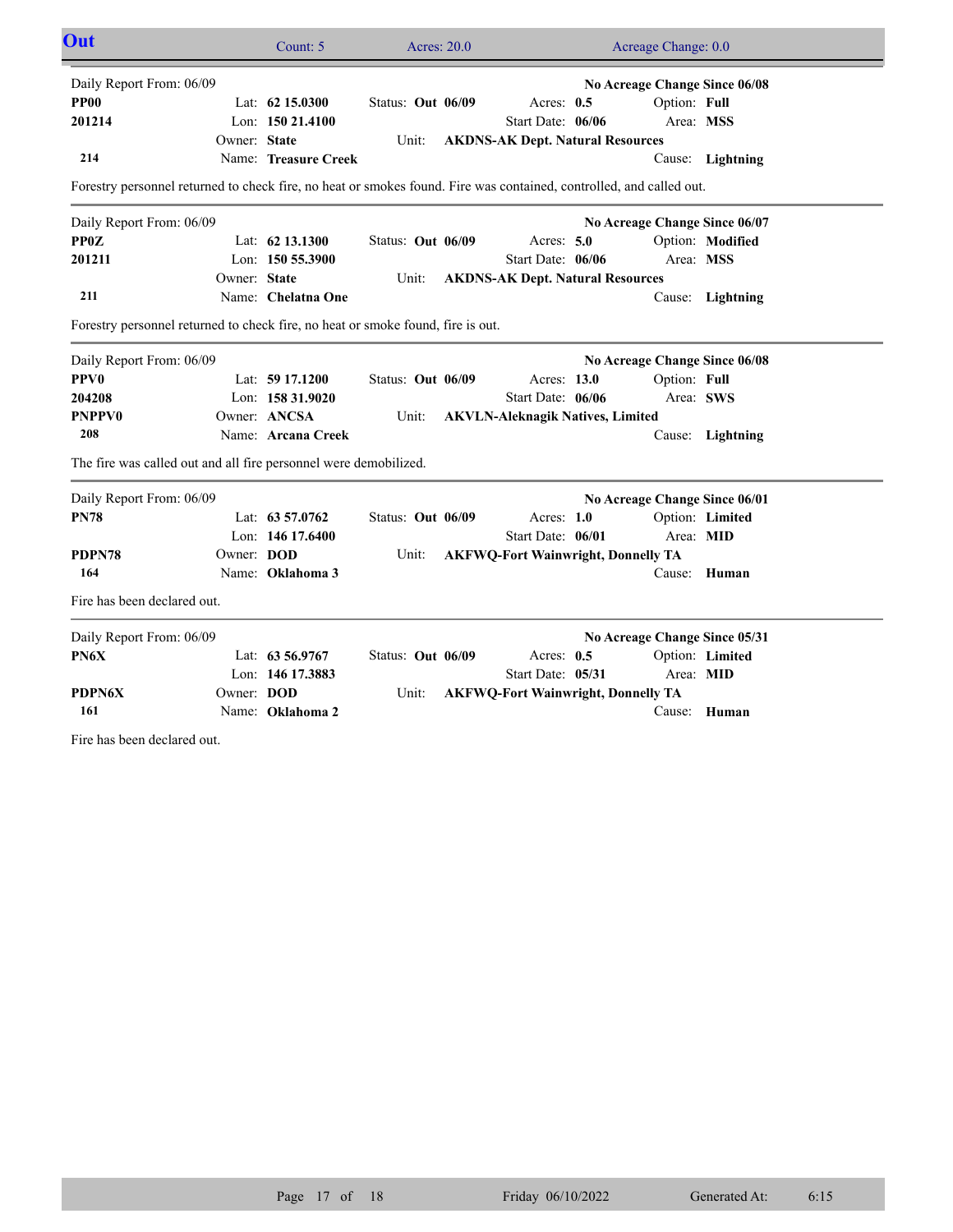## Out

Count: 5 | Acres: 20.0 | Acreage Change: 0.0

---

Daily Report From: 06/09 — **No Acreage Change Since 06/08**

| | | | | |
|---|---|---|---|---|
| **PP00** | Lat: **62 15.0300** | Status: **Out 06/09** | Acres: **0.5** | Option: **Full** |
| **201214** | Lon: **150 21.4100** | | Start Date: **06/06** | Area: **MSS** |
| | Owner: **State** | Unit: **AKDNS-AK Dept. Natural Resources** | | |
| **214** | Name: **Treasure Creek** | | | Cause: **Lightning** |

Forestry personnel returned to check fire, no heat or smokes found. Fire was contained, controlled, and called out.

---

Daily Report From: 06/09 — **No Acreage Change Since 06/07**

| | | | | |
|---|---|---|---|---|
| **PP0Z** | Lat: **62 13.1300** | Status: **Out 06/09** | Acres: **5.0** | Option: **Modified** |
| **201211** | Lon: **150 55.3900** | | Start Date: **06/06** | Area: **MSS** |
| | Owner: **State** | Unit: **AKDNS-AK Dept. Natural Resources** | | |
| **211** | Name: **Chelatna One** | | | Cause: **Lightning** |

Forestry personnel returned to check fire, no heat or smoke found, fire is out.

---

Daily Report From: 06/09 — **No Acreage Change Since 06/08**

| | | | | |
|---|---|---|---|---|
| **PPV0** | Lat: **59 17.1200** | Status: **Out 06/09** | Acres: **13.0** | Option: **Full** |
| **204208** | Lon: **158 31.9020** | | Start Date: **06/06** | Area: **SWS** |
| **PNPPV0** | Owner: **ANCSA** | Unit: **AKVLN-Aleknagik Natives, Limited** | | |
| **208** | Name: **Arcana Creek** | | | Cause: **Lightning** |

The fire was called out and all fire personnel were demobilized.

---

Daily Report From: 06/09 — **No Acreage Change Since 06/01**

| | | | | |
|---|---|---|---|---|
| **PN78** | Lat: **63 57.0762** | Status: **Out 06/09** | Acres: **1.0** | Option: **Limited** |
| | Lon: **146 17.6400** | | Start Date: **06/01** | Area: **MID** |
| **PDPN78** | Owner: **DOD** | Unit: **AKFWQ-Fort Wainwright, Donnelly TA** | | |
| **164** | Name: **Oklahoma 3** | | | Cause: **Human** |

Fire has been declared out.

---

Daily Report From: 06/09 — **No Acreage Change Since 05/31**

| | | | | |
|---|---|---|---|---|
| **PN6X** | Lat: **63 56.9767** | Status: **Out 06/09** | Acres: **0.5** | Option: **Limited** |
| | Lon: **146 17.3883** | | Start Date: **05/31** | Area: **MID** |
| **PDPN6X** | Owner: **DOD** | Unit: **AKFWQ-Fort Wainwright, Donnelly TA** | | |
| **161** | Name: **Oklahoma 2** | | | Cause: **Human** |

Fire has been declared out.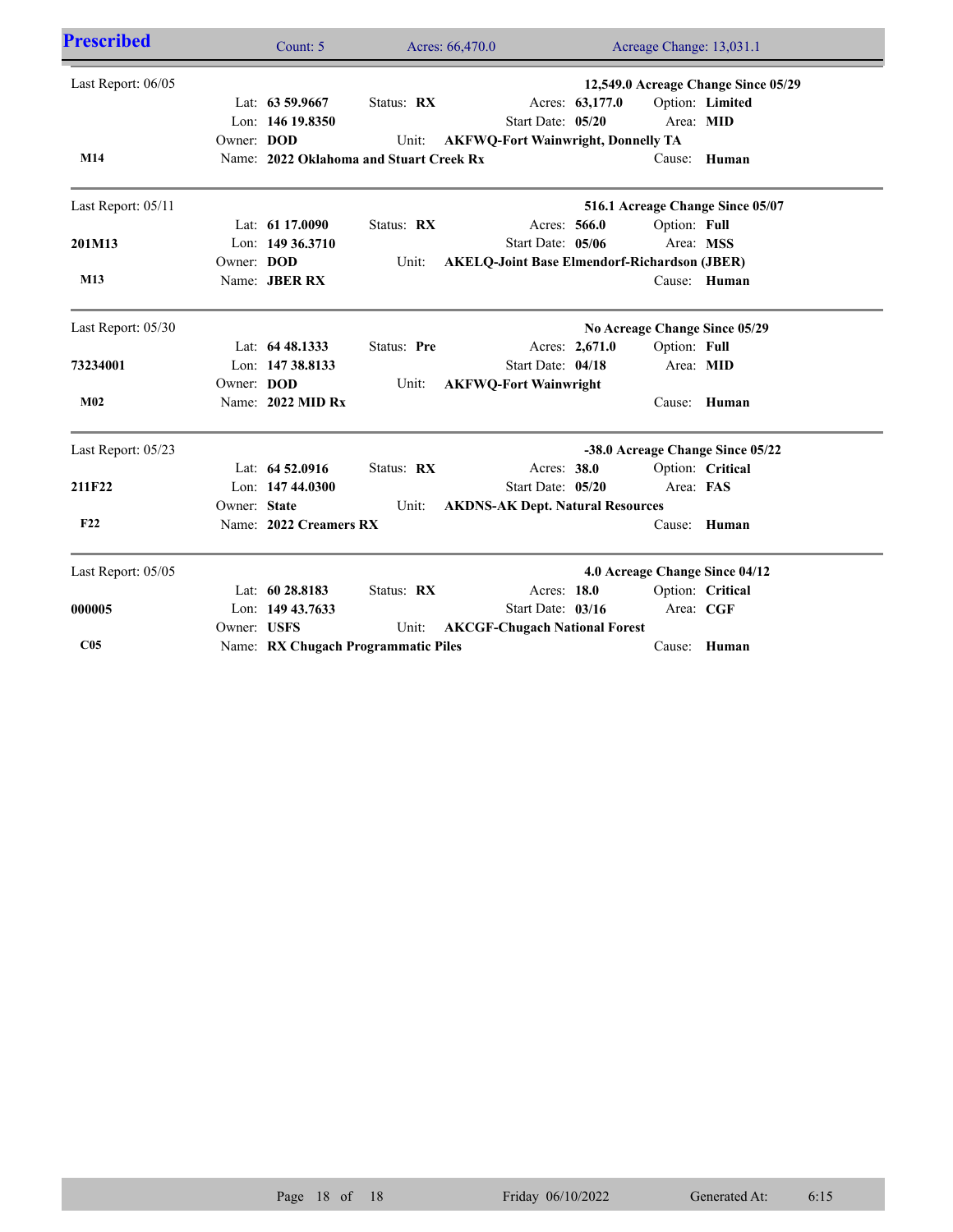## Prescribed

Count: 5 | Acres: 66,470.0 | Acreage Change: 13,031.1

---

Last Report: 06/05 — **12,549.0 Acreage Change Since 05/29**

Lat: **63 59.9667** | Status: **RX** | Acres: **63,177.0** | Option: **Limited**
Lon: **146 19.8350** | Start Date: **05/20** | Area: **MID**
Owner: **DOD** | Unit: **AKFWQ-Fort Wainwright, Donnelly TA**
**M14** | Name: **2022 Oklahoma and Stuart Creek Rx** | Cause: **Human**

---

Last Report: 05/11 — **516.1 Acreage Change Since 05/07**

**201M13**
Lat: **61 17.0090** | Status: **RX** | Acres: **566.0** | Option: **Full**
Lon: **149 36.3710** | Start Date: **05/06** | Area: **MSS**
Owner: **DOD** | Unit: **AKELQ-Joint Base Elmendorf-Richardson (JBER)**
**M13** | Name: **JBER RX** | Cause: **Human**

---

Last Report: 05/30 — **No Acreage Change Since 05/29**

**73234001**
Lat: **64 48.1333** | Status: **Pre** | Acres: **2,671.0** | Option: **Full**
Lon: **147 38.8133** | Start Date: **04/18** | Area: **MID**
Owner: **DOD** | Unit: **AKFWQ-Fort Wainwright**
**M02** | Name: **2022 MID Rx** | Cause: **Human**

---

Last Report: 05/23 — **-38.0 Acreage Change Since 05/22**

**211F22**
Lat: **64 52.0916** | Status: **RX** | Acres: **38.0** | Option: **Critical**
Lon: **147 44.0300** | Start Date: **05/20** | Area: **FAS**
Owner: **State** | Unit: **AKDNS-AK Dept. Natural Resources**
**F22** | Name: **2022 Creamers RX** | Cause: **Human**

---

Last Report: 05/05 — **4.0 Acreage Change Since 04/12**

**000005**
Lat: **60 28.8183** | Status: **RX** | Acres: **18.0** | Option: **Critical**
Lon: **149 43.7633** | Start Date: **03/16** | Area: **CGF**
Owner: **USFS** | Unit: **AKCGF-Chugach National Forest**
**C05** | Name: **RX Chugach Programmatic Piles** | Cause: **Human**